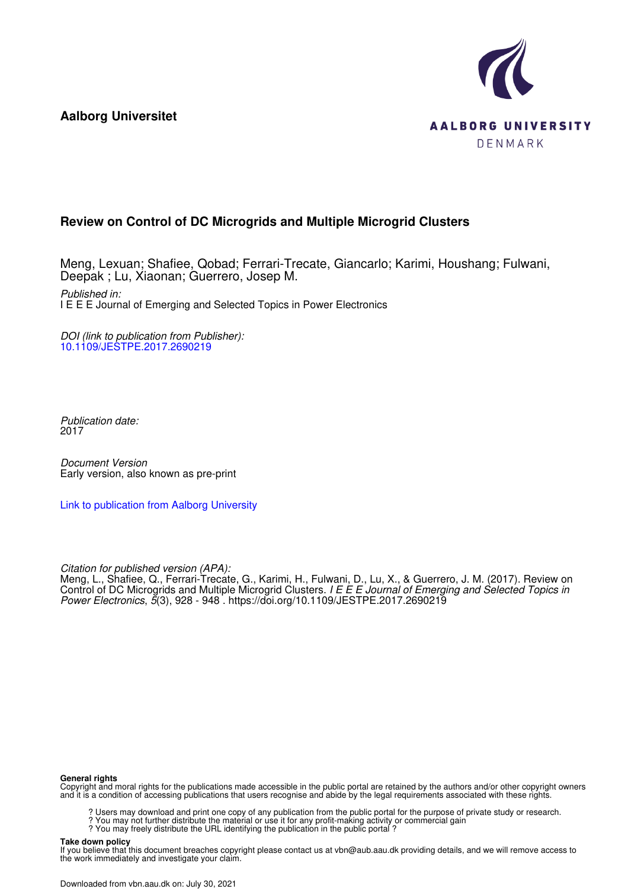**Aalborg Universitet**

AALBORG UNIVERSITY
DENMARK

## Review on Control of DC Microgrids and Multiple Microgrid Clusters

Meng, Lexuan; Shafiee, Qobad; Ferrari-Trecate, Giancarlo; Karimi, Houshang; Fulwani, Deepak ; Lu, Xiaonan; Guerrero, Josep M.

*Published in:*
I E E E Journal of Emerging and Selected Topics in Power Electronics

*DOI (link to publication from Publisher):*
10.1109/JESTPE.2017.2690219

*Publication date:*
2017

*Document Version*
Early version, also known as pre-print

Link to publication from Aalborg University

*Citation for published version (APA):*
Meng, L., Shafiee, Q., Ferrari-Trecate, G., Karimi, H., Fulwani, D., Lu, X., & Guerrero, J. M. (2017). Review on Control of DC Microgrids and Multiple Microgrid Clusters. *I E E E Journal of Emerging and Selected Topics in Power Electronics*, *5*(3), 928 - 948 . https://doi.org/10.1109/JESTPE.2017.2690219

**General rights**
Copyright and moral rights for the publications made accessible in the public portal are retained by the authors and/or other copyright owners and it is a condition of accessing publications that users recognise and abide by the legal requirements associated with these rights.

? Users may download and print one copy of any publication from the public portal for the purpose of private study or research.
? You may not further distribute the material or use it for any profit-making activity or commercial gain
? You may freely distribute the URL identifying the publication in the public portal ?

**Take down policy**
If you believe that this document breaches copyright please contact us at vbn@aub.aau.dk providing details, and we will remove access to the work immediately and investigate your claim.

Downloaded from vbn.aau.dk on: July 30, 2021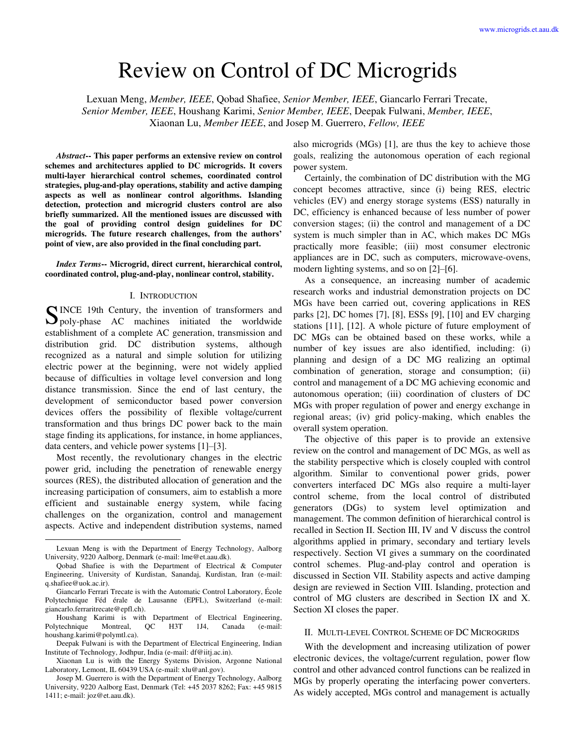# Review on Control of DC Microgrids

Lexuan Meng, *Member, IEEE*, Qobad Shafiee, *Senior Member, IEEE*, Giancarlo Ferrari Trecate, *Senior Member, IEEE*, Houshang Karimi, *Senior Member, IEEE*, Deepak Fulwani, *Member, IEEE*, Xiaonan Lu, *Member IEEE*, and Josep M. Guerrero, *Fellow, IEEE*

***Abstract*-- This paper performs an extensive review on control schemes and architectures applied to DC microgrids. It covers multi-layer hierarchical control schemes, coordinated control strategies, plug-and-play operations, stability and active damping aspects as well as nonlinear control algorithms. Islanding detection, protection and microgrid clusters control are also briefly summarized. All the mentioned issues are discussed with the goal of providing control design guidelines for DC microgrids. The future research challenges, from the authors' point of view, are also provided in the final concluding part.**

***Index Terms*-- Microgrid, direct current, hierarchical control, coordinated control, plug-and-play, nonlinear control, stability.**

## I. Introduction

Since 19th Century, the invention of transformers and poly-phase AC machines initiated the worldwide establishment of a complete AC generation, transmission and distribution grid. DC distribution systems, although recognized as a natural and simple solution for utilizing electric power at the beginning, were not widely applied because of difficulties in voltage level conversion and long distance transmission. Since the end of last century, the development of semiconductor based power conversion devices offers the possibility of flexible voltage/current transformation and thus brings DC power back to the main stage finding its applications, for instance, in home appliances, data centers, and vehicle power systems [1]–[3].

Most recently, the revolutionary changes in the electric power grid, including the penetration of renewable energy sources (RES), the distributed allocation of generation and the increasing participation of consumers, aim to establish a more efficient and sustainable energy system, while facing challenges on the organization, control and management aspects. Active and independent distribution systems, named also microgrids (MGs) [1], are thus the key to achieve those goals, realizing the autonomous operation of each regional power system.

Certainly, the combination of DC distribution with the MG concept becomes attractive, since (i) being RES, electric vehicles (EV) and energy storage systems (ESS) naturally in DC, efficiency is enhanced because of less number of power conversion stages; (ii) the control and management of a DC system is much simpler than in AC, which makes DC MGs practically more feasible; (iii) most consumer electronic appliances are in DC, such as computers, microwave-ovens, modern lighting systems, and so on [2]–[6].

As a consequence, an increasing number of academic research works and industrial demonstration projects on DC MGs have been carried out, covering applications in RES parks [2], DC homes [7], [8], ESSs [9], [10] and EV charging stations [11], [12]. A whole picture of future employment of DC MGs can be obtained based on these works, while a number of key issues are also identified, including: (i) planning and design of a DC MG realizing an optimal combination of generation, storage and consumption; (ii) control and management of a DC MG achieving economic and autonomous operation; (iii) coordination of clusters of DC MGs with proper regulation of power and energy exchange in regional areas; (iv) grid policy-making, which enables the overall system operation.

The objective of this paper is to provide an extensive review on the control and management of DC MGs, as well as the stability perspective which is closely coupled with control algorithm. Similar to conventional power grids, power converters interfaced DC MGs also require a multi-layer control scheme, from the local control of distributed generators (DGs) to system level optimization and management. The common definition of hierarchical control is recalled in Section II. Section III, IV and V discuss the control algorithms applied in primary, secondary and tertiary levels respectively. Section VI gives a summary on the coordinated control schemes. Plug-and-play control and operation is discussed in Section VII. Stability aspects and active damping design are reviewed in Section VIII. Islanding, protection and control of MG clusters are described in Section IX and X. Section XI closes the paper.

## II. Multi-level Control Scheme of DC Microgrids

With the development and increasing utilization of power electronic devices, the voltage/current regulation, power flow control and other advanced control functions can be realized in MGs by properly operating the interfacing power converters. As widely accepted, MGs control and management is actually

---

Lexuan Meng is with the Department of Energy Technology, Aalborg University, 9220 Aalborg, Denmark (e-mail: lme@et.aau.dk).

Qobad Shafiee is with the Department of Electrical & Computer Engineering, University of Kurdistan, Sanandaj, Kurdistan, Iran (e-mail: q.shafiee@uok.ac.ir).

Giancarlo Ferrari Trecate is with the Automatic Control Laboratory, École Polytechnique Féd érale de Lausanne (EPFL), Switzerland (e-mail: giancarlo.ferraritrecate@epfl.ch).

Houshang Karimi is with Department of Electrical Engineering, Polytechnique Montreal, QC H3T 1J4, Canada (e-mail: houshang.karimi@polymtl.ca).

Deepak Fulwani is with the Department of Electrical Engineering, Indian Institute of Technology, Jodhpur, India (e-mail: df@iitj.ac.in).

Xiaonan Lu is with the Energy Systems Division, Argonne National Laboratory, Lemont, IL 60439 USA (e-mail: xlu@anl.gov).

Josep M. Guerrero is with the Department of Energy Technology, Aalborg University, 9220 Aalborg East, Denmark (Tel: +45 2037 8262; Fax: +45 9815 1411; e-mail: joz@et.aau.dk).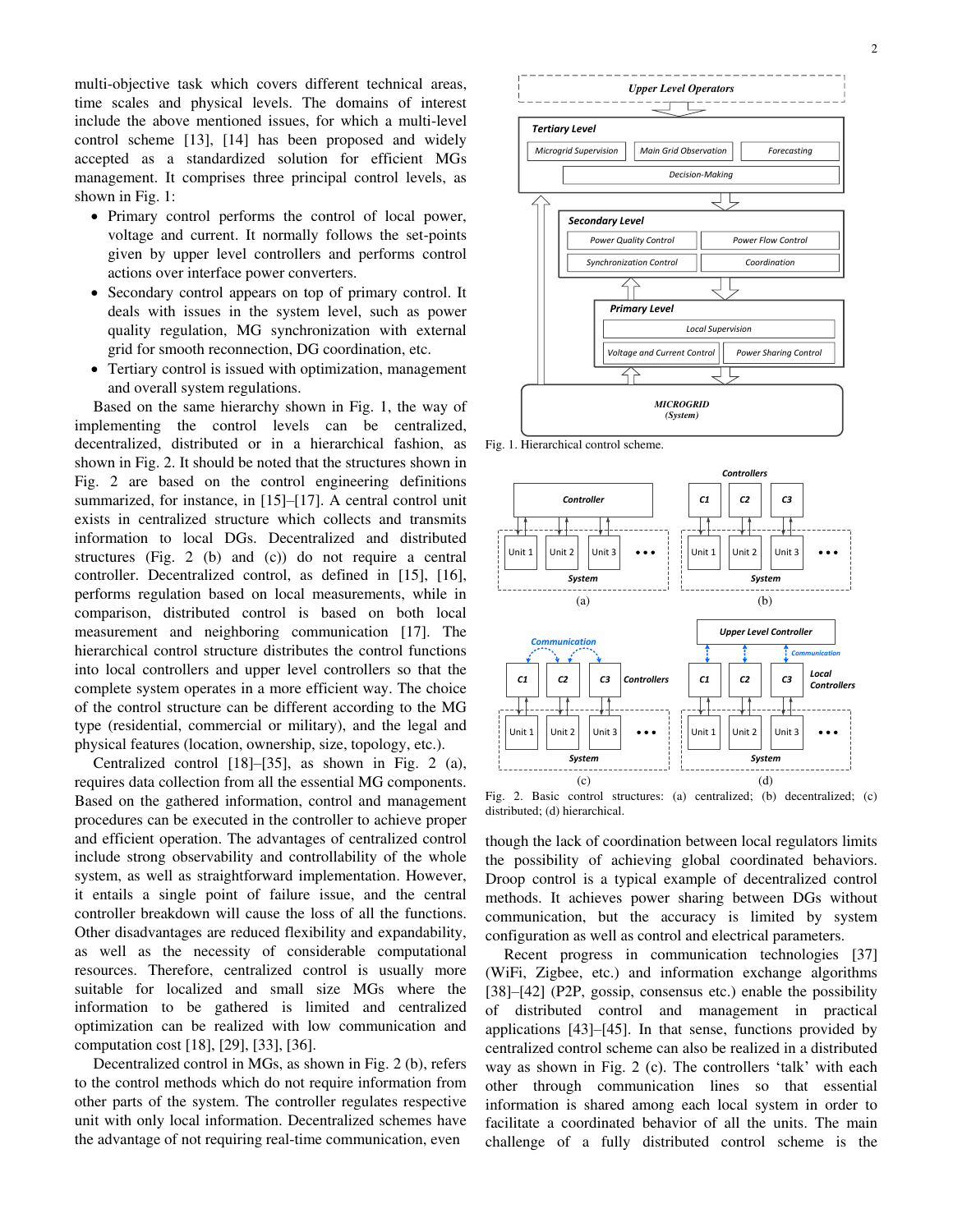multi-objective task which covers different technical areas, time scales and physical levels. The domains of interest include the above mentioned issues, for which a multi-level control scheme [13], [14] has been proposed and widely accepted as a standardized solution for efficient MGs management. It comprises three principal control levels, as shown in Fig. 1:

- Primary control performs the control of local power, voltage and current. It normally follows the set-points given by upper level controllers and performs control actions over interface power converters.
- Secondary control appears on top of primary control. It deals with issues in the system level, such as power quality regulation, MG synchronization with external grid for smooth reconnection, DG coordination, etc.
- Tertiary control is issued with optimization, management and overall system regulations.

Based on the same hierarchy shown in Fig. 1, the way of implementing the control levels can be centralized, decentralized, distributed or in a hierarchical fashion, as shown in Fig. 2. It should be noted that the structures shown in Fig. 2 are based on the control engineering definitions summarized, for instance, in [15]–[17]. A central control unit exists in centralized structure which collects and transmits information to local DGs. Decentralized and distributed structures (Fig. 2 (b) and (c)) do not require a central controller. Decentralized control, as defined in [15], [16], performs regulation based on local measurements, while in comparison, distributed control is based on both local measurement and neighboring communication [17]. The hierarchical control structure distributes the control functions into local controllers and upper level controllers so that the complete system operates in a more efficient way. The choice of the control structure can be different according to the MG type (residential, commercial or military), and the legal and physical features (location, ownership, size, topology, etc.).

Centralized control [18]–[35], as shown in Fig. 2 (a), requires data collection from all the essential MG components. Based on the gathered information, control and management procedures can be executed in the controller to achieve proper and efficient operation. The advantages of centralized control include strong observability and controllability of the whole system, as well as straightforward implementation. However, it entails a single point of failure issue, and the central controller breakdown will cause the loss of all the functions. Other disadvantages are reduced flexibility and expandability, as well as the necessity of considerable computational resources. Therefore, centralized control is usually more suitable for localized and small size MGs where the information to be gathered is limited and centralized optimization can be realized with low communication and computation cost [18], [29], [33], [36].

Decentralized control in MGs, as shown in Fig. 2 (b), refers to the control methods which do not require information from other parts of the system. The controller regulates respective unit with only local information. Decentralized schemes have the advantage of not requiring real-time communication, even though the lack of coordination between local regulators limits the possibility of achieving global coordinated behaviors. Droop control is a typical example of decentralized control methods. It achieves power sharing between DGs without communication, but the accuracy is limited by system configuration as well as control and electrical parameters.

Fig. 1. Hierarchical control scheme.

Fig. 2. Basic control structures: (a) centralized; (b) decentralized; (c) distributed; (d) hierarchical.

Recent progress in communication technologies [37] (WiFi, Zigbee, etc.) and information exchange algorithms [38]–[42] (P2P, gossip, consensus etc.) enable the possibility of distributed control and management in practical applications [43]–[45]. In that sense, functions provided by centralized control scheme can also be realized in a distributed way as shown in Fig. 2 (c). The controllers 'talk' with each other through communication lines so that essential information is shared among each local system in order to facilitate a coordinated behavior of all the units. The main challenge of a fully distributed control scheme is the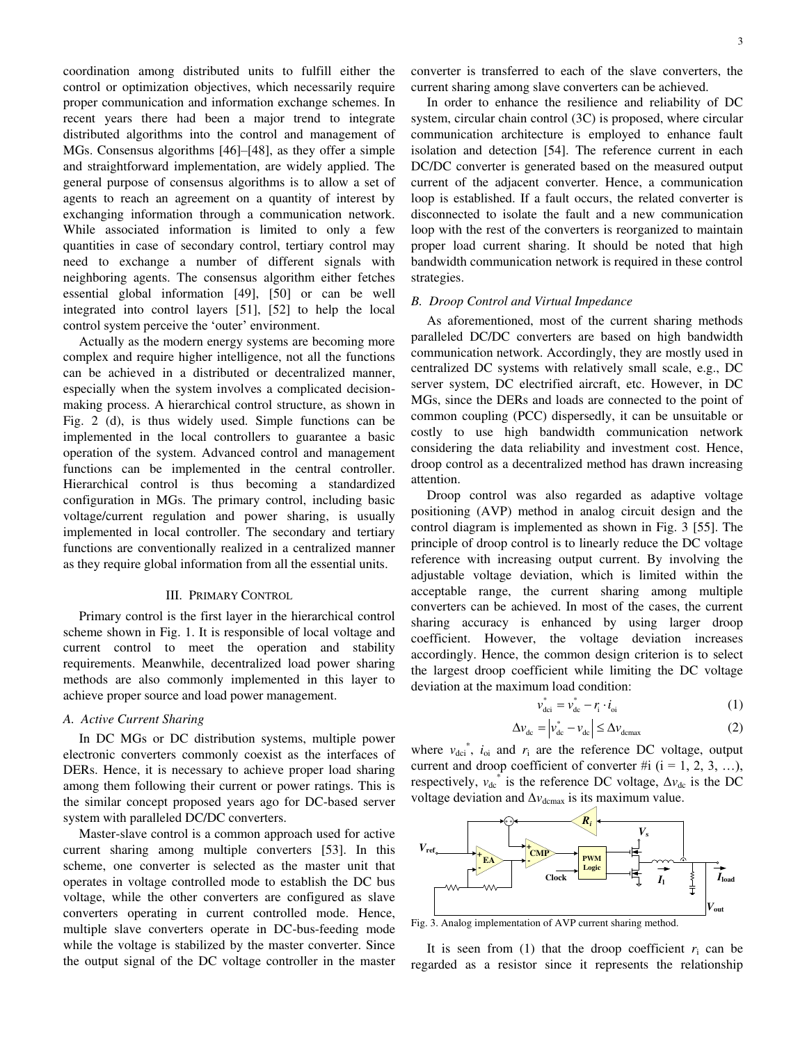coordination among distributed units to fulfill either the control or optimization objectives, which necessarily require proper communication and information exchange schemes. In recent years there had been a major trend to integrate distributed algorithms into the control and management of MGs. Consensus algorithms [46]–[48], as they offer a simple and straightforward implementation, are widely applied. The general purpose of consensus algorithms is to allow a set of agents to reach an agreement on a quantity of interest by exchanging information through a communication network. While associated information is limited to only a few quantities in case of secondary control, tertiary control may need to exchange a number of different signals with neighboring agents. The consensus algorithm either fetches essential global information [49], [50] or can be well integrated into control layers [51], [52] to help the local control system perceive the 'outer' environment.

Actually as the modern energy systems are becoming more complex and require higher intelligence, not all the functions can be achieved in a distributed or decentralized manner, especially when the system involves a complicated decision-making process. A hierarchical control structure, as shown in Fig. 2 (d), is thus widely used. Simple functions can be implemented in the local controllers to guarantee a basic operation of the system. Advanced control and management functions can be implemented in the central controller. Hierarchical control is thus becoming a standardized configuration in MGs. The primary control, including basic voltage/current regulation and power sharing, is usually implemented in local controller. The secondary and tertiary functions are conventionally realized in a centralized manner as they require global information from all the essential units.

## III. Primary Control

Primary control is the first layer in the hierarchical control scheme shown in Fig. 1. It is responsible of local voltage and current control to meet the operation and stability requirements. Meanwhile, decentralized load power sharing methods are also commonly implemented in this layer to achieve proper source and load power management.

### A. Active Current Sharing

In DC MGs or DC distribution systems, multiple power electronic converters commonly coexist as the interfaces of DERs. Hence, it is necessary to achieve proper load sharing among them following their current or power ratings. This is the similar concept proposed years ago for DC-based server system with paralleled DC/DC converters.

Master-slave control is a common approach used for active current sharing among multiple converters [53]. In this scheme, one converter is selected as the master unit that operates in voltage controlled mode to establish the DC bus voltage, while the other converters are configured as slave converters operating in current controlled mode. Hence, multiple slave converters operate in DC-bus-feeding mode while the voltage is stabilized by the master converter. Since the output signal of the DC voltage controller in the master converter is transferred to each of the slave converters, the current sharing among slave converters can be achieved.

In order to enhance the resilience and reliability of DC system, circular chain control (3C) is proposed, where circular communication architecture is employed to enhance fault isolation and detection [54]. The reference current in each DC/DC converter is generated based on the measured output current of the adjacent converter. Hence, a communication loop is established. If a fault occurs, the related converter is disconnected to isolate the fault and a new communication loop with the rest of the converters is reorganized to maintain proper load current sharing. It should be noted that high bandwidth communication network is required in these control strategies.

### B. Droop Control and Virtual Impedance

As aforementioned, most of the current sharing methods paralleled DC/DC converters are based on high bandwidth communication network. Accordingly, they are mostly used in centralized DC systems with relatively small scale, e.g., DC server system, DC electrified aircraft, etc. However, in DC MGs, since the DERs and loads are connected to the point of common coupling (PCC) dispersedly, it can be unsuitable or costly to use high bandwidth communication network considering the data reliability and investment cost. Hence, droop control as a decentralized method has drawn increasing attention.

Droop control was also regarded as adaptive voltage positioning (AVP) method in analog circuit design and the control diagram is implemented as shown in Fig. 3 [55]. The principle of droop control is to linearly reduce the DC voltage reference with increasing output current. By involving the adjustable voltage deviation, which is limited within the acceptable range, the current sharing among multiple converters can be achieved. In most of the cases, the current sharing accuracy is enhanced by using larger droop coefficient. However, the voltage deviation increases accordingly. Hence, the common design criterion is to select the largest droop coefficient while limiting the DC voltage deviation at the maximum load condition:

$$v_{\mathrm{dci}}^{*} = v_{\mathrm{dc}}^{*} - r_{\mathrm{i}} \cdot i_{\mathrm{oi}} \tag{1}$$

$$\Delta v_{\mathrm{dc}} = \left| v_{\mathrm{dc}}^{*} - v_{\mathrm{dc}} \right| \leq \Delta v_{\mathrm{dcmax}} \tag{2}$$

where $v_{\mathrm{dci}}^{*}$, $i_{\mathrm{oi}}$ and $r_{\mathrm{i}}$ are the reference DC voltage, output current and droop coefficient of converter #i (i = 1, 2, 3, …), respectively, $v_{\mathrm{dc}}^{*}$ is the reference DC voltage, $\Delta v_{\mathrm{dc}}$ is the DC voltage deviation and $\Delta v_{\mathrm{dcmax}}$ is its maximum value.

Fig. 3. Analog implementation of AVP current sharing method.

It is seen from (1) that the droop coefficient $r_{\mathrm{i}}$ can be regarded as a resistor since it represents the relationship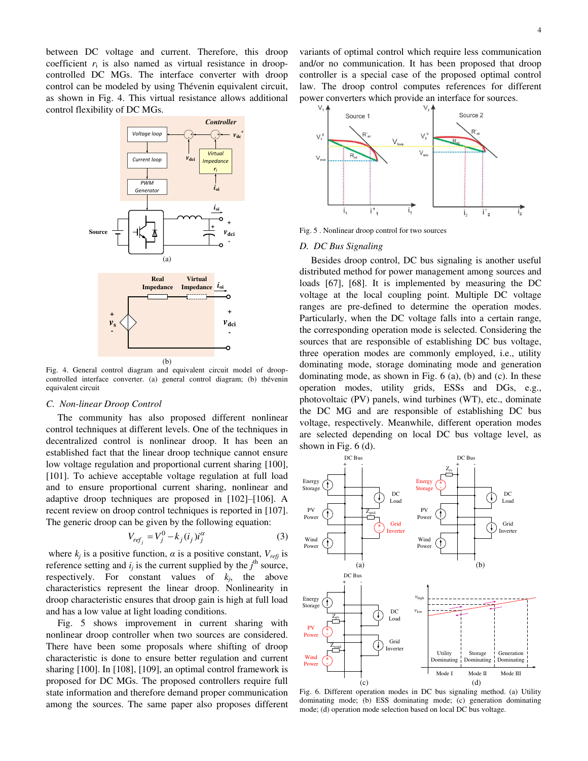between DC voltage and current. Therefore, this droop coefficient $r_i$ is also named as virtual resistance in droop-controlled DC MGs. The interface converter with droop control can be modeled by using Thévenin equivalent circuit, as shown in Fig. 4. This virtual resistance allows additional control flexibility of DC MGs.

Fig. 4. General control diagram and equivalent circuit model of droop-controlled interface converter. (a) general control diagram; (b) thévenin equivalent circuit

### C. Non-linear Droop Control

The community has also proposed different nonlinear control techniques at different levels. One of the techniques in decentralized control is nonlinear droop. It has been an established fact that the linear droop technique cannot ensure low voltage regulation and proportional current sharing [100], [101]. To achieve acceptable voltage regulation at full load and to ensure proportional current sharing, nonlinear and adaptive droop techniques are proposed in [102]–[106]. A recent review on droop control techniques is reported in [107]. The generic droop can be given by the following equation:

$$V_{ref_j} = V_j^0 - k_j(i_j)i_j^{\alpha} \tag{3}$$

where $k_j$ is a positive function, $\alpha$ is a positive constant, $V_{refj}$ is reference setting and $i_j$ is the current supplied by the $j^{th}$ source, respectively. For constant values of $k_j$, the above characteristics represent the linear droop. Nonlinearity in droop characteristic ensures that droop gain is high at full load and has a low value at light loading conditions.

Fig. 5 shows improvement in current sharing with nonlinear droop controller when two sources are considered. There have been some proposals where shifting of droop characteristic is done to ensure better regulation and current sharing [100]. In [108], [109], an optimal control framework is proposed for DC MGs. The proposed controllers require full state information and therefore demand proper communication among the sources. The same paper also proposes different variants of optimal control which require less communication and/or no communication. It has been proposed that droop controller is a special case of the proposed optimal control law. The droop control computes references for different power converters which provide an interface for sources.

Fig. 5 . Nonlinear droop control for two sources

### D. DC Bus Signaling

Besides droop control, DC bus signaling is another useful distributed method for power management among sources and loads [67], [68]. It is implemented by measuring the DC voltage at the local coupling point. Multiple DC voltage ranges are pre-defined to determine the operation modes. Particularly, when the DC voltage falls into a certain range, the corresponding operation mode is selected. Considering the sources that are responsible of establishing DC bus voltage, three operation modes are commonly employed, i.e., utility dominating mode, storage dominating mode and generation dominating mode, as shown in Fig. 6 (a), (b) and (c). In these operation modes, utility grids, ESSs and DGs, e.g., photovoltaic (PV) panels, wind turbines (WT), etc., dominate the DC MG and are responsible of establishing DC bus voltage, respectively. Meanwhile, different operation modes are selected depending on local DC bus voltage level, as shown in Fig. 6 (d).

Fig. 6. Different operation modes in DC bus signaling method. (a) Utility dominating mode; (b) ESS dominating mode; (c) generation dominating mode; (d) operation mode selection based on local DC bus voltage.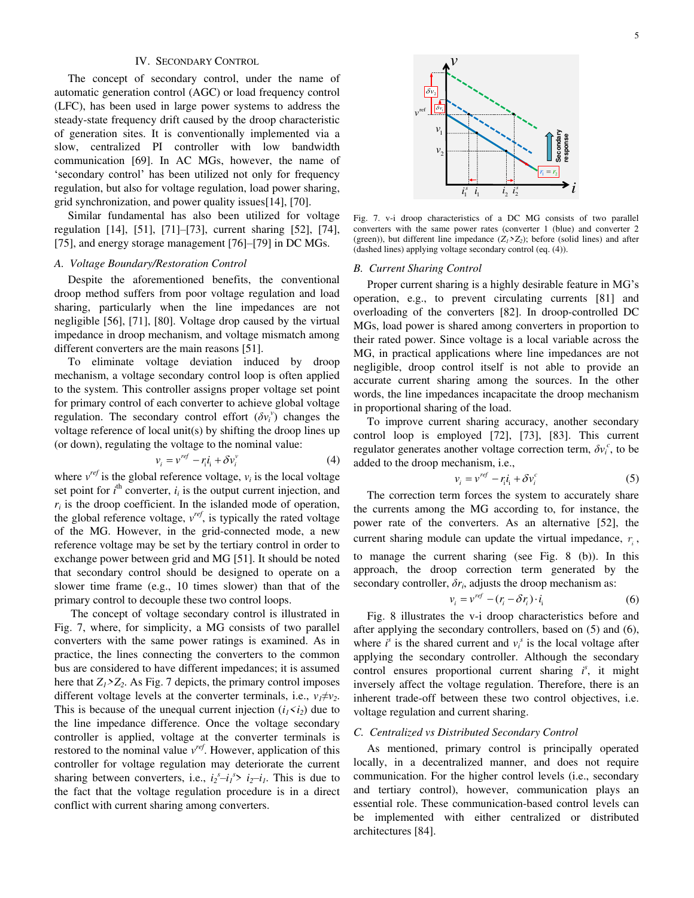## IV. Secondary Control

The concept of secondary control, under the name of automatic generation control (AGC) or load frequency control (LFC), has been used in large power systems to address the steady-state frequency drift caused by the droop characteristic of generation sites. It is conventionally implemented via a slow, centralized PI controller with low bandwidth communication [69]. In AC MGs, however, the name of 'secondary control' has been utilized not only for frequency regulation, but also for voltage regulation, load power sharing, grid synchronization, and power quality issues[14], [70].

Similar fundamental has also been utilized for voltage regulation [14], [51], [71]–[73], current sharing [52], [74], [75], and energy storage management [76]–[79] in DC MGs.

### A. Voltage Boundary/Restoration Control

Despite the aforementioned benefits, the conventional droop method suffers from poor voltage regulation and load sharing, particularly when the line impedances are not negligible [56], [71], [80]. Voltage drop caused by the virtual impedance in droop mechanism, and voltage mismatch among different converters are the main reasons [51].

To eliminate voltage deviation induced by droop mechanism, a voltage secondary control loop is often applied to the system. This controller assigns proper voltage set point for primary control of each converter to achieve global voltage regulation. The secondary control effort ($\delta v_i^v$) changes the voltage reference of local unit(s) by shifting the droop lines up (or down), regulating the voltage to the nominal value:

$$v_i = v^{ref} - r_i i_i + \delta v_i^v \tag{4}$$

where $v^{ref}$ is the global reference voltage, $v_i$ is the local voltage set point for $i^{th}$ converter, $i_i$ is the output current injection, and $r_i$ is the droop coefficient. In the islanded mode of operation, the global reference voltage, $v^{ref}$, is typically the rated voltage of the MG. However, in the grid-connected mode, a new reference voltage may be set by the tertiary control in order to exchange power between grid and MG [51]. It should be noted that secondary control should be designed to operate on a slower time frame (e.g., 10 times slower) than that of the primary control to decouple these two control loops.

The concept of voltage secondary control is illustrated in Fig. 7, where, for simplicity, a MG consists of two parallel converters with the same power ratings is examined. As in practice, the lines connecting the converters to the common bus are considered to have different impedances; it is assumed here that $Z_1 > Z_2$. As Fig. 7 depicts, the primary control imposes different voltage levels at the converter terminals, i.e., $v_1 \neq v_2$. This is because of the unequal current injection ($i_1 < i_2$) due to the line impedance difference. Once the voltage secondary controller is applied, voltage at the converter terminals is restored to the nominal value $v^{ref}$. However, application of this controller for voltage regulation may deteriorate the current sharing between converters, i.e., $i_2^s - i_1^s > i_2 - i_1$. This is due to the fact that the voltage regulation procedure is in a direct conflict with current sharing among converters.

Fig. 7. v-i droop characteristics of a DC MG consists of two parallel converters with the same power rates (converter 1 (blue) and converter 2 (green)), but different line impedance ($Z_1 > Z_2$); before (solid lines) and after (dashed lines) applying voltage secondary control (eq. (4)).

### B. Current Sharing Control

Proper current sharing is a highly desirable feature in MG's operation, e.g., to prevent circulating currents [81] and overloading of the converters [82]. In droop-controlled DC MGs, load power is shared among converters in proportion to their rated power. Since voltage is a local variable across the MG, in practical applications where line impedances are not negligible, droop control itself is not able to provide an accurate current sharing among the sources. In the other words, the line impedances incapacitate the droop mechanism in proportional sharing of the load.

To improve current sharing accuracy, another secondary control loop is employed [72], [73], [83]. This current regulator generates another voltage correction term, $\delta v_i^c$, to be added to the droop mechanism, i.e.,

$$v_i = v^{ref} - r_i i_i + \delta v_i^c \tag{5}$$

The correction term forces the system to accurately share the currents among the MG according to, for instance, the power rate of the converters. As an alternative [52], the current sharing module can update the virtual impedance, $r_i$, to manage the current sharing (see Fig. 8 (b)). In this approach, the droop correction term generated by the secondary controller, $\delta r_i$, adjusts the droop mechanism as:

$$v_i = v^{ref} - (r_i - \delta r_i) \cdot i_i \tag{6}$$

Fig. 8 illustrates the v-i droop characteristics before and after applying the secondary controllers, based on (5) and (6), where $i^s$ is the shared current and $v_i^s$ is the local voltage after applying the secondary controller. Although the secondary control ensures proportional current sharing $i^s$, it might inversely affect the voltage regulation. Therefore, there is an inherent trade-off between these two control objectives, i.e. voltage regulation and current sharing.

### C. Centralized vs Distributed Secondary Control

As mentioned, primary control is principally operated locally, in a decentralized manner, and does not require communication. For the higher control levels (i.e., secondary and tertiary control), however, communication plays an essential role. These communication-based control levels can be implemented with either centralized or distributed architectures [84].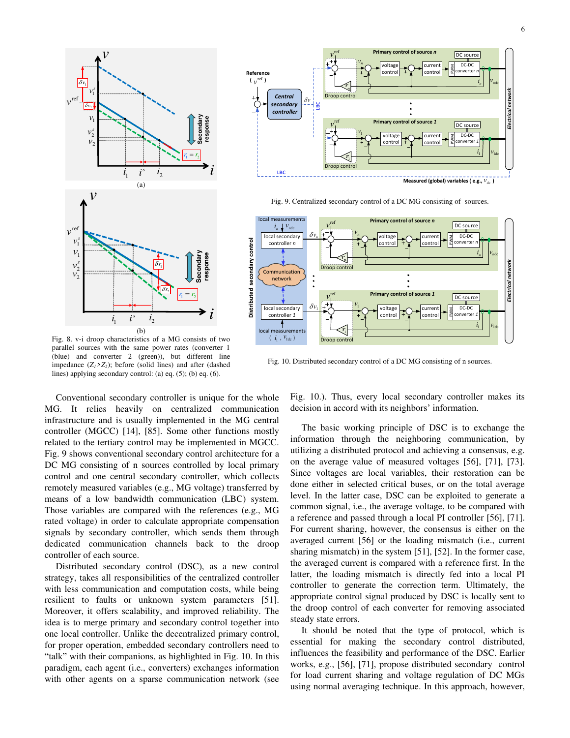Fig. 8. v-i droop characteristics of a MG consists of two parallel sources with the same power rates (converter 1 (blue) and converter 2 (green)), but different line impedance ($Z_1>Z_2$); before (solid lines) and after (dashed lines) applying secondary control: (a) eq. (5); (b) eq. (6).

Fig. 9. Centralized secondary control of a DC MG consisting of sources.

Fig. 10. Distributed secondary control of a DC MG consisting of n sources.

Conventional secondary controller is unique for the whole MG. It relies heavily on centralized communication infrastructure and is usually implemented in the MG central controller (MGCC) [14], [85]. Some other functions mostly related to the tertiary control may be implemented in MGCC. Fig. 9 shows conventional secondary control architecture for a DC MG consisting of n sources controlled by local primary control and one central secondary controller, which collects remotely measured variables (e.g., MG voltage) transferred by means of a low bandwidth communication (LBC) system. Those variables are compared with the references (e.g., MG rated voltage) in order to calculate appropriate compensation signals by secondary controller, which sends them through dedicated communication channels back to the droop controller of each source.

Distributed secondary control (DSC), as a new control strategy, takes all responsibilities of the centralized controller with less communication and computation costs, while being resilient to faults or unknown system parameters [51]. Moreover, it offers scalability, and improved reliability. The idea is to merge primary and secondary control together into one local controller. Unlike the decentralized primary control, for proper operation, embedded secondary controllers need to "talk" with their companions, as highlighted in Fig. 10. In this paradigm, each agent (i.e., converters) exchanges information with other agents on a sparse communication network (see Fig. 10.). Thus, every local secondary controller makes its decision in accord with its neighbors' information.

The basic working principle of DSC is to exchange the information through the neighboring communication, by utilizing a distributed protocol and achieving a consensus, e.g. on the average value of measured voltages [56], [71], [73]. Since voltages are local variables, their restoration can be done either in selected critical buses, or on the total average level. In the latter case, DSC can be exploited to generate a common signal, i.e., the average voltage, to be compared with a reference and passed through a local PI controller [56], [71]. For current sharing, however, the consensus is either on the averaged current [56] or the loading mismatch (i.e., current sharing mismatch) in the system [51], [52]. In the former case, the averaged current is compared with a reference first. In the latter, the loading mismatch is directly fed into a local PI controller to generate the correction term. Ultimately, the appropriate control signal produced by DSC is locally sent to the droop control of each converter for removing associated steady state errors.

It should be noted that the type of protocol, which is essential for making the secondary control distributed, influences the feasibility and performance of the DSC. Earlier works, e.g., [56], [71], propose distributed secondary control for load current sharing and voltage regulation of DC MGs using normal averaging technique. In this approach, however,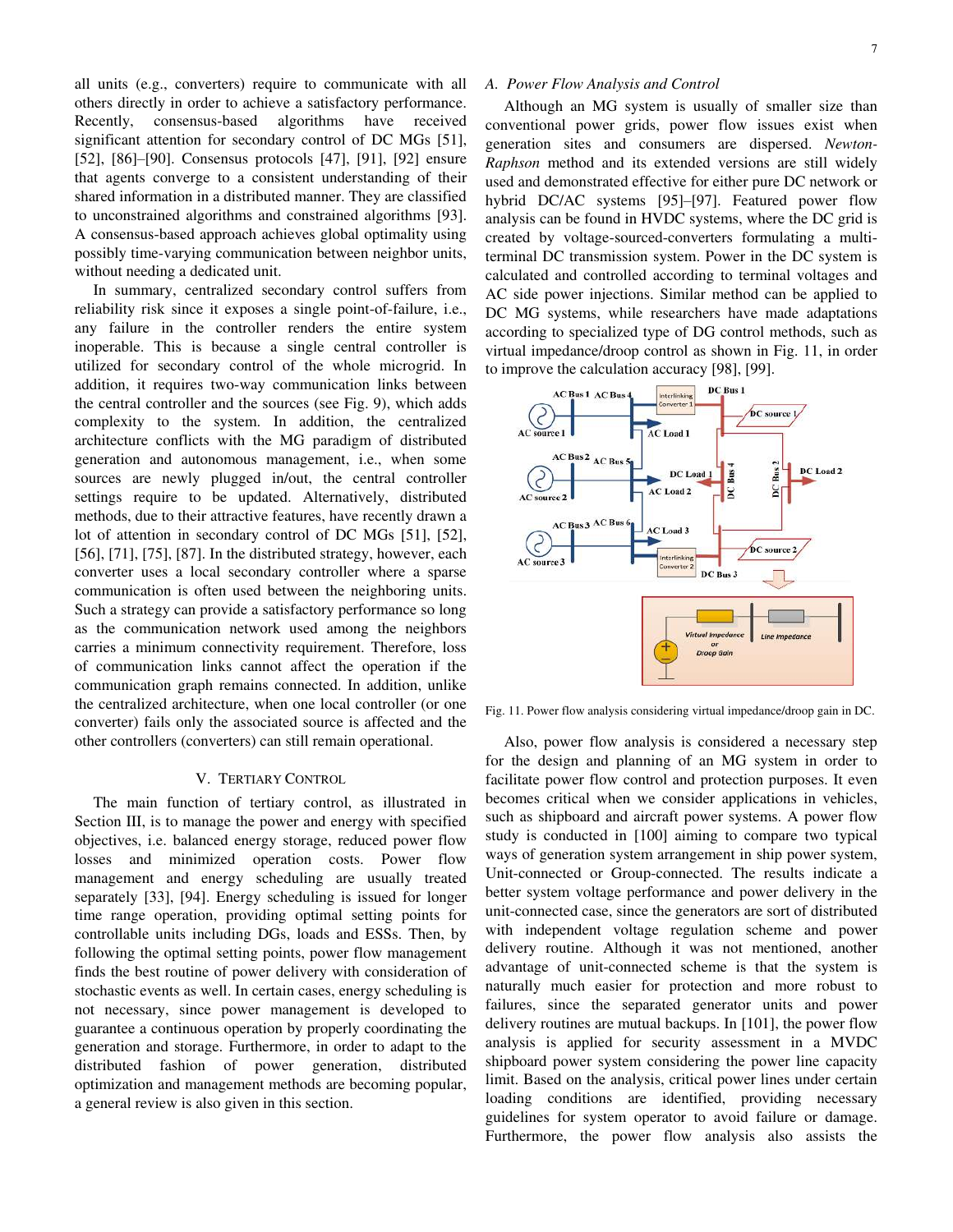all units (e.g., converters) require to communicate with all others directly in order to achieve a satisfactory performance. Recently, consensus-based algorithms have received significant attention for secondary control of DC MGs [51], [52], [86]–[90]. Consensus protocols [47], [91], [92] ensure that agents converge to a consistent understanding of their shared information in a distributed manner. They are classified to unconstrained algorithms and constrained algorithms [93]. A consensus-based approach achieves global optimality using possibly time-varying communication between neighbor units, without needing a dedicated unit.

In summary, centralized secondary control suffers from reliability risk since it exposes a single point-of-failure, i.e., any failure in the controller renders the entire system inoperable. This is because a single central controller is utilized for secondary control of the whole microgrid. In addition, it requires two-way communication links between the central controller and the sources (see Fig. 9), which adds complexity to the system. In addition, the centralized architecture conflicts with the MG paradigm of distributed generation and autonomous management, i.e., when some sources are newly plugged in/out, the central controller settings require to be updated. Alternatively, distributed methods, due to their attractive features, have recently drawn a lot of attention in secondary control of DC MGs [51], [52], [56], [71], [75], [87]. In the distributed strategy, however, each converter uses a local secondary controller where a sparse communication is often used between the neighboring units. Such a strategy can provide a satisfactory performance so long as the communication network used among the neighbors carries a minimum connectivity requirement. Therefore, loss of communication links cannot affect the operation if the communication graph remains connected. In addition, unlike the centralized architecture, when one local controller (or one converter) fails only the associated source is affected and the other controllers (converters) can still remain operational.

## V. Tertiary Control

The main function of tertiary control, as illustrated in Section III, is to manage the power and energy with specified objectives, i.e. balanced energy storage, reduced power flow losses and minimized operation costs. Power flow management and energy scheduling are usually treated separately [33], [94]. Energy scheduling is issued for longer time range operation, providing optimal setting points for controllable units including DGs, loads and ESSs. Then, by following the optimal setting points, power flow management finds the best routine of power delivery with consideration of stochastic events as well. In certain cases, energy scheduling is not necessary, since power management is developed to guarantee a continuous operation by properly coordinating the generation and storage. Furthermore, in order to adapt to the distributed fashion of power generation, distributed optimization and management methods are becoming popular, a general review is also given in this section.

### *A. Power Flow Analysis and Control*

Although an MG system is usually of smaller size than conventional power grids, power flow issues exist when generation sites and consumers are dispersed. *Newton-Raphson* method and its extended versions are still widely used and demonstrated effective for either pure DC network or hybrid DC/AC systems [95]–[97]. Featured power flow analysis can be found in HVDC systems, where the DC grid is created by voltage-sourced-converters formulating a multi-terminal DC transmission system. Power in the DC system is calculated and controlled according to terminal voltages and AC side power injections. Similar method can be applied to DC MG systems, while researchers have made adaptations according to specialized type of DG control methods, such as virtual impedance/droop control as shown in Fig. 11, in order to improve the calculation accuracy [98], [99].

AC Bus 1
AC Bus 4
Interlinking Converter 1
DC Bus 1
DC source 1
AC source 1
AC Load 1
AC Bus 2
AC Bus 5
DC Load 1
AC source 2
AC Load 2
DC Bus 4
DC Bus 2
DC Load 2
AC Bus 3
AC Bus 6
AC Load 3
DC source 2
AC source 3
Interlinking Converter 2
DC Bus 3
Virtual Impedance or Droop Gain
Line Impedance

Fig. 11. Power flow analysis considering virtual impedance/droop gain in DC.

Also, power flow analysis is considered a necessary step for the design and planning of an MG system in order to facilitate power flow control and protection purposes. It even becomes critical when we consider applications in vehicles, such as shipboard and aircraft power systems. A power flow study is conducted in [100] aiming to compare two typical ways of generation system arrangement in ship power system, Unit-connected or Group-connected. The results indicate a better system voltage performance and power delivery in the unit-connected case, since the generators are sort of distributed with independent voltage regulation scheme and power delivery routine. Although it was not mentioned, another advantage of unit-connected scheme is that the system is naturally much easier for protection and more robust to failures, since the separated generator units and power delivery routines are mutual backups. In [101], the power flow analysis is applied for security assessment in a MVDC shipboard power system considering the power line capacity limit. Based on the analysis, critical power lines under certain loading conditions are identified, providing necessary guidelines for system operator to avoid failure or damage. Furthermore, the power flow analysis also assists the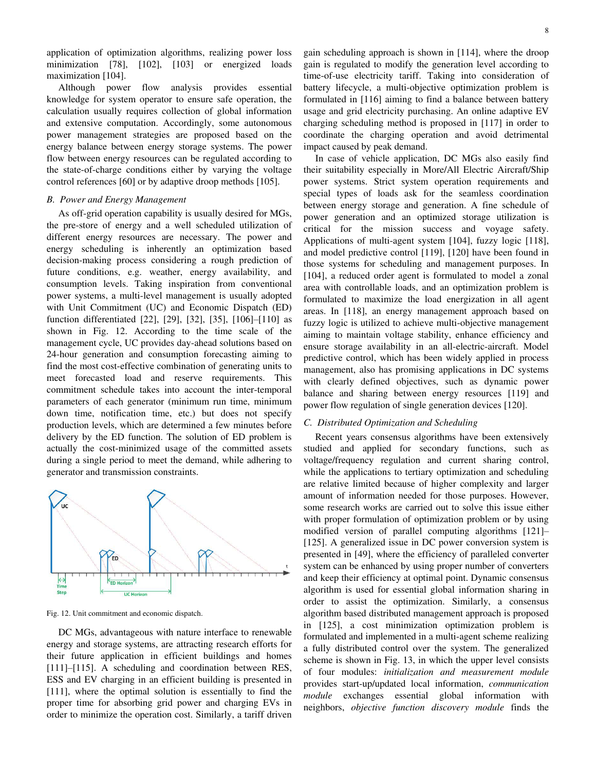application of optimization algorithms, realizing power loss minimization [78], [102], [103] or energized loads maximization [104].

Although power flow analysis provides essential knowledge for system operator to ensure safe operation, the calculation usually requires collection of global information and extensive computation. Accordingly, some autonomous power management strategies are proposed based on the energy balance between energy storage systems. The power flow between energy resources can be regulated according to the state-of-charge conditions either by varying the voltage control references [60] or by adaptive droop methods [105].

### B. Power and Energy Management

As off-grid operation capability is usually desired for MGs, the pre-store of energy and a well scheduled utilization of different energy resources are necessary. The power and energy scheduling is inherently an optimization based decision-making process considering a rough prediction of future conditions, e.g. weather, energy availability, and consumption levels. Taking inspiration from conventional power systems, a multi-level management is usually adopted with Unit Commitment (UC) and Economic Dispatch (ED) function differentiated [22], [29], [32], [35], [106]–[110] as shown in Fig. 12. According to the time scale of the management cycle, UC provides day-ahead solutions based on 24-hour generation and consumption forecasting aiming to find the most cost-effective combination of generating units to meet forecasted load and reserve requirements. This commitment schedule takes into account the inter-temporal parameters of each generator (minimum run time, minimum down time, notification time, etc.) but does not specify production levels, which are determined a few minutes before delivery by the ED function. The solution of ED problem is actually the cost-minimized usage of the committed assets during a single period to meet the demand, while adhering to generator and transmission constraints.

Fig. 12. Unit commitment and economic dispatch.

DC MGs, advantageous with nature interface to renewable energy and storage systems, are attracting research efforts for their future application in efficient buildings and homes [111]–[115]. A scheduling and coordination between RES, ESS and EV charging in an efficient building is presented in [111], where the optimal solution is essentially to find the proper time for absorbing grid power and charging EVs in order to minimize the operation cost. Similarly, a tariff driven gain scheduling approach is shown in [114], where the droop gain is regulated to modify the generation level according to time-of-use electricity tariff. Taking into consideration of battery lifecycle, a multi-objective optimization problem is formulated in [116] aiming to find a balance between battery usage and grid electricity purchasing. An online adaptive EV charging scheduling method is proposed in [117] in order to coordinate the charging operation and avoid detrimental impact caused by peak demand.

In case of vehicle application, DC MGs also easily find their suitability especially in More/All Electric Aircraft/Ship power systems. Strict system operation requirements and special types of loads ask for the seamless coordination between energy storage and generation. A fine schedule of power generation and an optimized storage utilization is critical for the mission success and voyage safety. Applications of multi-agent system [104], fuzzy logic [118], and model predictive control [119], [120] have been found in those systems for scheduling and management purposes. In [104], a reduced order agent is formulated to model a zonal area with controllable loads, and an optimization problem is formulated to maximize the load energization in all agent areas. In [118], an energy management approach based on fuzzy logic is utilized to achieve multi-objective management aiming to maintain voltage stability, enhance efficiency and ensure storage availability in an all-electric-aircraft. Model predictive control, which has been widely applied in process management, also has promising applications in DC systems with clearly defined objectives, such as dynamic power balance and sharing between energy resources [119] and power flow regulation of single generation devices [120].

### C. Distributed Optimization and Scheduling

Recent years consensus algorithms have been extensively studied and applied for secondary functions, such as voltage/frequency regulation and current sharing control, while the applications to tertiary optimization and scheduling are relative limited because of higher complexity and larger amount of information needed for those purposes. However, some research works are carried out to solve this issue either with proper formulation of optimization problem or by using modified version of parallel computing algorithms [121]–[125]. A generalized issue in DC power conversion system is presented in [49], where the efficiency of paralleled converter system can be enhanced by using proper number of converters and keep their efficiency at optimal point. Dynamic consensus algorithm is used for essential global information sharing in order to assist the optimization. Similarly, a consensus algorithm based distributed management approach is proposed in [125], a cost minimization optimization problem is formulated and implemented in a multi-agent scheme realizing a fully distributed control over the system. The generalized scheme is shown in Fig. 13, in which the upper level consists of four modules: *initialization and measurement module* provides start-up/updated local information, *communication module* exchanges essential global information with neighbors, *objective function discovery module* finds the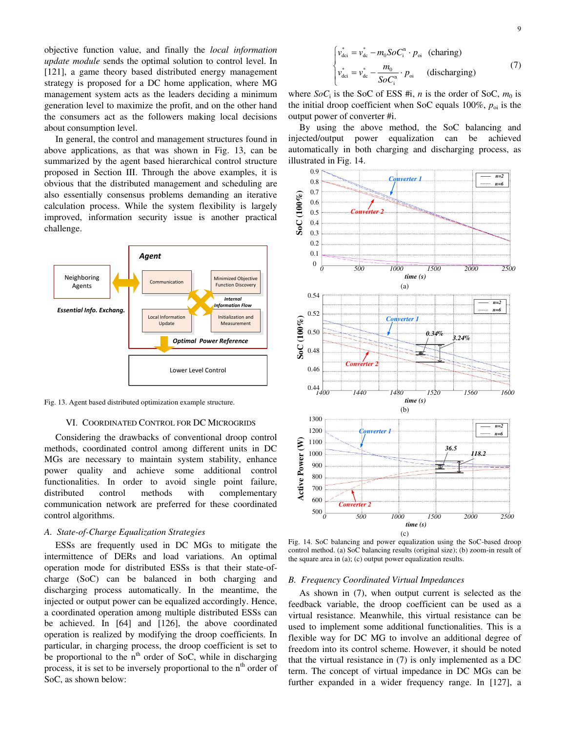objective function value, and finally the *local information update module* sends the optimal solution to control level. In [121], a game theory based distributed energy management strategy is proposed for a DC home application, where MG management system acts as the leaders deciding a minimum generation level to maximize the profit, and on the other hand the consumers act as the followers making local decisions about consumption level.

In general, the control and management structures found in above applications, as that was shown in Fig. 13, can be summarized by the agent based hierarchical control structure proposed in Section III. Through the above examples, it is obvious that the distributed management and scheduling are also essentially consensus problems demanding an iterative calculation process. While the system flexibility is largely improved, information security issue is another practical challenge.

Fig. 13. Agent based distributed optimization example structure.

## VI. Coordinated Control for DC Microgrids

Considering the drawbacks of conventional droop control methods, coordinated control among different units in DC MGs are necessary to maintain system stability, enhance power quality and achieve some additional control functionalities. In order to avoid single point failure, distributed control methods with complementary communication network are preferred for these coordinated control algorithms.

### A. State-of-Charge Equalization Strategies

ESSs are frequently used in DC MGs to mitigate the intermittence of DERs and load variations. An optimal operation mode for distributed ESSs is that their state-of-charge (SoC) can be balanced in both charging and discharging process automatically. In the meantime, the injected or output power can be equalized accordingly. Hence, a coordinated operation among multiple distributed ESSs can be achieved. In [64] and [126], the above coordinated operation is realized by modifying the droop coefficients. In particular, in charging process, the droop coefficient is set to be proportional to the n[th] order of SoC, while in discharging process, it is set to be inversely proportional to the n[th] order of SoC, as shown below:

$$
\begin{cases}
v_{dci}^{*} = v_{dc}^{*} - m_0 SoC_i^{n} \cdot p_{oi} & \text{(charing)} \\
v_{dci}^{*} = v_{dc}^{*} - \dfrac{m_0}{SoC_i^{n}} \cdot p_{oi} & \text{(discharging)}
\end{cases}
\tag{7}
$$

where $SoC_i$ is the SoC of ESS #i, $n$ is the order of SoC, $m_0$ is the initial droop coefficient when SoC equals 100%, $p_{oi}$ is the output power of converter #i.

By using the above method, the SoC balancing and injected/output power equalization can be achieved automatically in both charging and discharging process, as illustrated in Fig. 14.

Fig. 14. SoC balancing and power equalization using the SoC-based droop control method. (a) SoC balancing results (original size); (b) zoom-in result of the square area in (a); (c) output power equalization results.

### B. Frequency Coordinated Virtual Impedances

As shown in (7), when output current is selected as the feedback variable, the droop coefficient can be used as a virtual resistance. Meanwhile, this virtual resistance can be used to implement some additional functionalities. This is a flexible way for DC MG to involve an additional degree of freedom into its control scheme. However, it should be noted that the virtual resistance in (7) is only implemented as a DC term. The concept of virtual impedance in DC MGs can be further expanded in a wider frequency range. In [127], a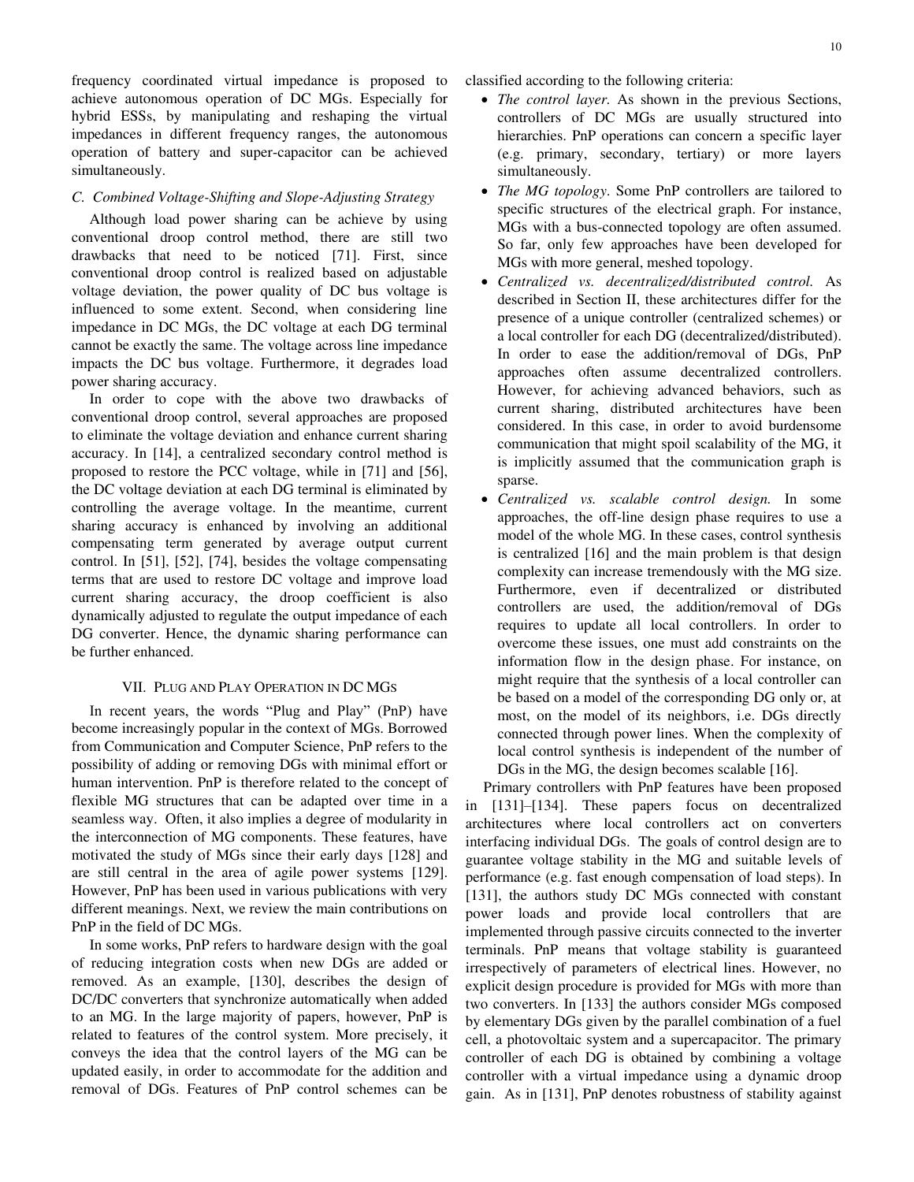frequency coordinated virtual impedance is proposed to achieve autonomous operation of DC MGs. Especially for hybrid ESSs, by manipulating and reshaping the virtual impedances in different frequency ranges, the autonomous operation of battery and super-capacitor can be achieved simultaneously.

### C. Combined Voltage-Shifting and Slope-Adjusting Strategy

Although load power sharing can be achieve by using conventional droop control method, there are still two drawbacks that need to be noticed [71]. First, since conventional droop control is realized based on adjustable voltage deviation, the power quality of DC bus voltage is influenced to some extent. Second, when considering line impedance in DC MGs, the DC voltage at each DG terminal cannot be exactly the same. The voltage across line impedance impacts the DC bus voltage. Furthermore, it degrades load power sharing accuracy.

In order to cope with the above two drawbacks of conventional droop control, several approaches are proposed to eliminate the voltage deviation and enhance current sharing accuracy. In [14], a centralized secondary control method is proposed to restore the PCC voltage, while in [71] and [56], the DC voltage deviation at each DG terminal is eliminated by controlling the average voltage. In the meantime, current sharing accuracy is enhanced by involving an additional compensating term generated by average output current control. In [51], [52], [74], besides the voltage compensating terms that are used to restore DC voltage and improve load current sharing accuracy, the droop coefficient is also dynamically adjusted to regulate the output impedance of each DG converter. Hence, the dynamic sharing performance can be further enhanced.

## VII. Plug and Play Operation in DC MGs

In recent years, the words "Plug and Play" (PnP) have become increasingly popular in the context of MGs. Borrowed from Communication and Computer Science, PnP refers to the possibility of adding or removing DGs with minimal effort or human intervention. PnP is therefore related to the concept of flexible MG structures that can be adapted over time in a seamless way. Often, it also implies a degree of modularity in the interconnection of MG components. These features, have motivated the study of MGs since their early days [128] and are still central in the area of agile power systems [129]. However, PnP has been used in various publications with very different meanings. Next, we review the main contributions on PnP in the field of DC MGs.

In some works, PnP refers to hardware design with the goal of reducing integration costs when new DGs are added or removed. As an example, [130], describes the design of DC/DC converters that synchronize automatically when added to an MG. In the large majority of papers, however, PnP is related to features of the control system. More precisely, it conveys the idea that the control layers of the MG can be updated easily, in order to accommodate for the addition and removal of DGs. Features of PnP control schemes can be classified according to the following criteria:

- *The control layer.* As shown in the previous Sections, controllers of DC MGs are usually structured into hierarchies. PnP operations can concern a specific layer (e.g. primary, secondary, tertiary) or more layers simultaneously.
- *The MG topology*. Some PnP controllers are tailored to specific structures of the electrical graph. For instance, MGs with a bus-connected topology are often assumed. So far, only few approaches have been developed for MGs with more general, meshed topology.
- *Centralized vs. decentralized/distributed control.* As described in Section II, these architectures differ for the presence of a unique controller (centralized schemes) or a local controller for each DG (decentralized/distributed). In order to ease the addition/removal of DGs, PnP approaches often assume decentralized controllers. However, for achieving advanced behaviors, such as current sharing, distributed architectures have been considered. In this case, in order to avoid burdensome communication that might spoil scalability of the MG, it is implicitly assumed that the communication graph is sparse.
- *Centralized vs. scalable control design.* In some approaches, the off-line design phase requires to use a model of the whole MG. In these cases, control synthesis is centralized [16] and the main problem is that design complexity can increase tremendously with the MG size. Furthermore, even if decentralized or distributed controllers are used, the addition/removal of DGs requires to update all local controllers. In order to overcome these issues, one must add constraints on the information flow in the design phase. For instance, on might require that the synthesis of a local controller can be based on a model of the corresponding DG only or, at most, on the model of its neighbors, i.e. DGs directly connected through power lines. When the complexity of local control synthesis is independent of the number of DGs in the MG, the design becomes scalable [16].

Primary controllers with PnP features have been proposed in [131]–[134]. These papers focus on decentralized architectures where local controllers act on converters interfacing individual DGs. The goals of control design are to guarantee voltage stability in the MG and suitable levels of performance (e.g. fast enough compensation of load steps). In [131], the authors study DC MGs connected with constant power loads and provide local controllers that are implemented through passive circuits connected to the inverter terminals. PnP means that voltage stability is guaranteed irrespectively of parameters of electrical lines. However, no explicit design procedure is provided for MGs with more than two converters. In [133] the authors consider MGs composed by elementary DGs given by the parallel combination of a fuel cell, a photovoltaic system and a supercapacitor. The primary controller of each DG is obtained by combining a voltage controller with a virtual impedance using a dynamic droop gain. As in [131], PnP denotes robustness of stability against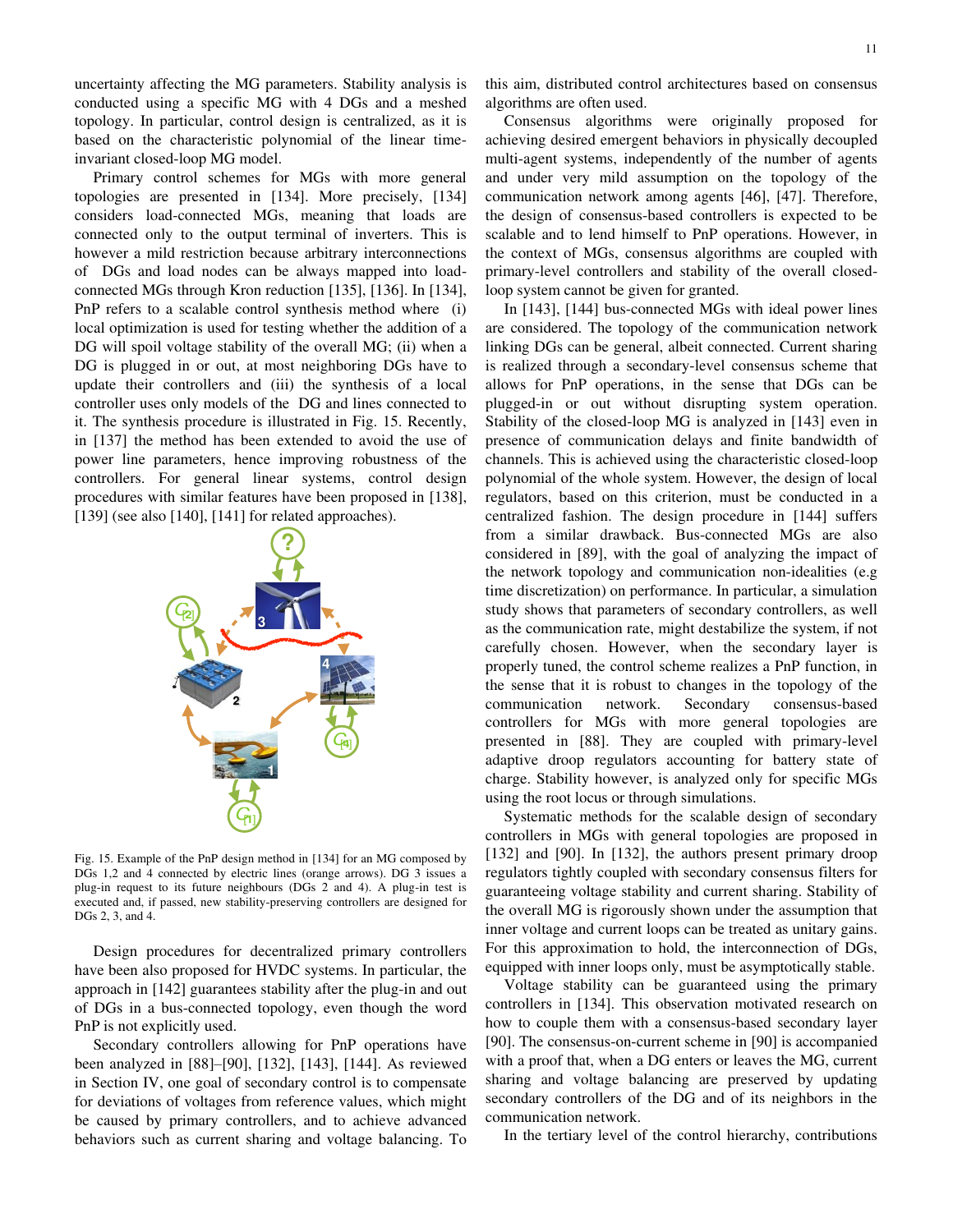uncertainty affecting the MG parameters. Stability analysis is conducted using a specific MG with 4 DGs and a meshed topology. In particular, control design is centralized, as it is based on the characteristic polynomial of the linear time-invariant closed-loop MG model.

Primary control schemes for MGs with more general topologies are presented in [134]. More precisely, [134] considers load-connected MGs, meaning that loads are connected only to the output terminal of inverters. This is however a mild restriction because arbitrary interconnections of DGs and load nodes can be always mapped into load-connected MGs through Kron reduction [135], [136]. In [134], PnP refers to a scalable control synthesis method where (i) local optimization is used for testing whether the addition of a DG will spoil voltage stability of the overall MG; (ii) when a DG is plugged in or out, at most neighboring DGs have to update their controllers and (iii) the synthesis of a local controller uses only models of the DG and lines connected to it. The synthesis procedure is illustrated in Fig. 15. Recently, in [137] the method has been extended to avoid the use of power line parameters, hence improving robustness of the controllers. For general linear systems, control design procedures with similar features have been proposed in [138], [139] (see also [140], [141] for related approaches).

Fig. 15. Example of the PnP design method in [134] for an MG composed by DGs 1,2 and 4 connected by electric lines (orange arrows). DG 3 issues a plug-in request to its future neighbours (DGs 2 and 4). A plug-in test is executed and, if passed, new stability-preserving controllers are designed for DGs 2, 3, and 4.

Design procedures for decentralized primary controllers have been also proposed for HVDC systems. In particular, the approach in [142] guarantees stability after the plug-in and out of DGs in a bus-connected topology, even though the word PnP is not explicitly used.

Secondary controllers allowing for PnP operations have been analyzed in [88]–[90], [132], [143], [144]. As reviewed in Section IV, one goal of secondary control is to compensate for deviations of voltages from reference values, which might be caused by primary controllers, and to achieve advanced behaviors such as current sharing and voltage balancing. To this aim, distributed control architectures based on consensus algorithms are often used.

Consensus algorithms were originally proposed for achieving desired emergent behaviors in physically decoupled multi-agent systems, independently of the number of agents and under very mild assumption on the topology of the communication network among agents [46], [47]. Therefore, the design of consensus-based controllers is expected to be scalable and to lend himself to PnP operations. However, in the context of MGs, consensus algorithms are coupled with primary-level controllers and stability of the overall closed-loop system cannot be given for granted.

In [143], [144] bus-connected MGs with ideal power lines are considered. The topology of the communication network linking DGs can be general, albeit connected. Current sharing is realized through a secondary-level consensus scheme that allows for PnP operations, in the sense that DGs can be plugged-in or out without disrupting system operation. Stability of the closed-loop MG is analyzed in [143] even in presence of communication delays and finite bandwidth of channels. This is achieved using the characteristic closed-loop polynomial of the whole system. However, the design of local regulators, based on this criterion, must be conducted in a centralized fashion. The design procedure in [144] suffers from a similar drawback. Bus-connected MGs are also considered in [89], with the goal of analyzing the impact of the network topology and communication non-idealities (e.g time discretization) on performance. In particular, a simulation study shows that parameters of secondary controllers, as well as the communication rate, might destabilize the system, if not carefully chosen. However, when the secondary layer is properly tuned, the control scheme realizes a PnP function, in the sense that it is robust to changes in the topology of the communication network. Secondary consensus-based controllers for MGs with more general topologies are presented in [88]. They are coupled with primary-level adaptive droop regulators accounting for battery state of charge. Stability however, is analyzed only for specific MGs using the root locus or through simulations.

Systematic methods for the scalable design of secondary controllers in MGs with general topologies are proposed in [132] and [90]. In [132], the authors present primary droop regulators tightly coupled with secondary consensus filters for guaranteeing voltage stability and current sharing. Stability of the overall MG is rigorously shown under the assumption that inner voltage and current loops can be treated as unitary gains. For this approximation to hold, the interconnection of DGs, equipped with inner loops, must be asymptotically stable.

Voltage stability can be guaranteed using the primary controllers in [134]. This observation motivated research on how to couple them with a consensus-based secondary layer [90]. The consensus-on-current scheme in [90] is accompanied with a proof that, when a DG enters or leaves the MG, current sharing and voltage balancing are preserved by updating secondary controllers of the DG and of its neighbors in the communication network.

In the tertiary level of the control hierarchy, contributions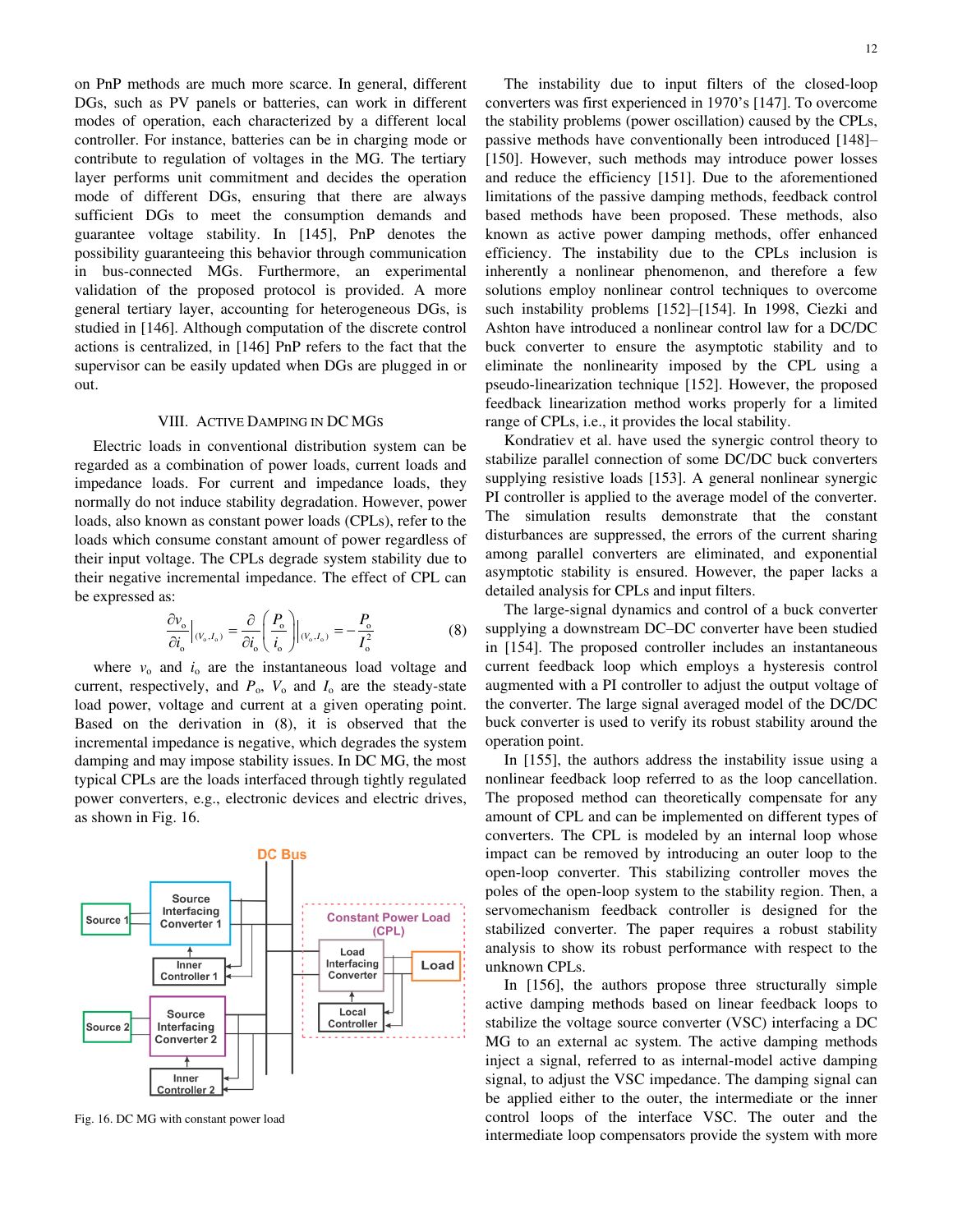on PnP methods are much more scarce. In general, different DGs, such as PV panels or batteries, can work in different modes of operation, each characterized by a different local controller. For instance, batteries can be in charging mode or contribute to regulation of voltages in the MG. The tertiary layer performs unit commitment and decides the operation mode of different DGs, ensuring that there are always sufficient DGs to meet the consumption demands and guarantee voltage stability. In [145], PnP denotes the possibility guaranteeing this behavior through communication in bus-connected MGs. Furthermore, an experimental validation of the proposed protocol is provided. A more general tertiary layer, accounting for heterogeneous DGs, is studied in [146]. Although computation of the discrete control actions is centralized, in [146] PnP refers to the fact that the supervisor can be easily updated when DGs are plugged in or out.

## VIII. Active Damping in DC MGs

Electric loads in conventional distribution system can be regarded as a combination of power loads, current loads and impedance loads. For current and impedance loads, they normally do not induce stability degradation. However, power loads, also known as constant power loads (CPLs), refer to the loads which consume constant amount of power regardless of their input voltage. The CPLs degrade system stability due to their negative incremental impedance. The effect of CPL can be expressed as:

$$\frac{\partial v_o}{\partial i_o}\bigg|_{(V_o,I_o)} = \frac{\partial}{\partial i_o}\left(\frac{P_o}{i_o}\right)\bigg|_{(V_o,I_o)} = -\frac{P_o}{I_o^2} \tag{8}$$

where $v_o$ and $i_o$ are the instantaneous load voltage and current, respectively, and $P_o$, $V_o$ and $I_o$ are the steady-state load power, voltage and current at a given operating point. Based on the derivation in (8), it is observed that the incremental impedance is negative, which degrades the system damping and may impose stability issues. In DC MG, the most typical CPLs are the loads interfaced through tightly regulated power converters, e.g., electronic devices and electric drives, as shown in Fig. 16.

Fig. 16. DC MG with constant power load

The instability due to input filters of the closed-loop converters was first experienced in 1970's [147]. To overcome the stability problems (power oscillation) caused by the CPLs, passive methods have conventionally been introduced [148]–[150]. However, such methods may introduce power losses and reduce the efficiency [151]. Due to the aforementioned limitations of the passive damping methods, feedback control based methods have been proposed. These methods, also known as active power damping methods, offer enhanced efficiency. The instability due to the CPLs inclusion is inherently a nonlinear phenomenon, and therefore a few solutions employ nonlinear control techniques to overcome such instability problems [152]–[154]. In 1998, Ciezki and Ashton have introduced a nonlinear control law for a DC/DC buck converter to ensure the asymptotic stability and to eliminate the nonlinearity imposed by the CPL using a pseudo-linearization technique [152]. However, the proposed feedback linearization method works properly for a limited range of CPLs, i.e., it provides the local stability.

Kondratiev et al. have used the synergic control theory to stabilize parallel connection of some DC/DC buck converters supplying resistive loads [153]. A general nonlinear synergic PI controller is applied to the average model of the converter. The simulation results demonstrate that the constant disturbances are suppressed, the errors of the current sharing among parallel converters are eliminated, and exponential asymptotic stability is ensured. However, the paper lacks a detailed analysis for CPLs and input filters.

The large-signal dynamics and control of a buck converter supplying a downstream DC–DC converter have been studied in [154]. The proposed controller includes an instantaneous current feedback loop which employs a hysteresis control augmented with a PI controller to adjust the output voltage of the converter. The large signal averaged model of the DC/DC buck converter is used to verify its robust stability around the operation point.

In [155], the authors address the instability issue using a nonlinear feedback loop referred to as the loop cancellation. The proposed method can theoretically compensate for any amount of CPL and can be implemented on different types of converters. The CPL is modeled by an internal loop whose impact can be removed by introducing an outer loop to the open-loop converter. This stabilizing controller moves the poles of the open-loop system to the stability region. Then, a servomechanism feedback controller is designed for the stabilized converter. The paper requires a robust stability analysis to show its robust performance with respect to the unknown CPLs.

In [156], the authors propose three structurally simple active damping methods based on linear feedback loops to stabilize the voltage source converter (VSC) interfacing a DC MG to an external ac system. The active damping methods inject a signal, referred to as internal-model active damping signal, to adjust the VSC impedance. The damping signal can be applied either to the outer, the intermediate or the inner control loops of the interface VSC. The outer and the intermediate loop compensators provide the system with more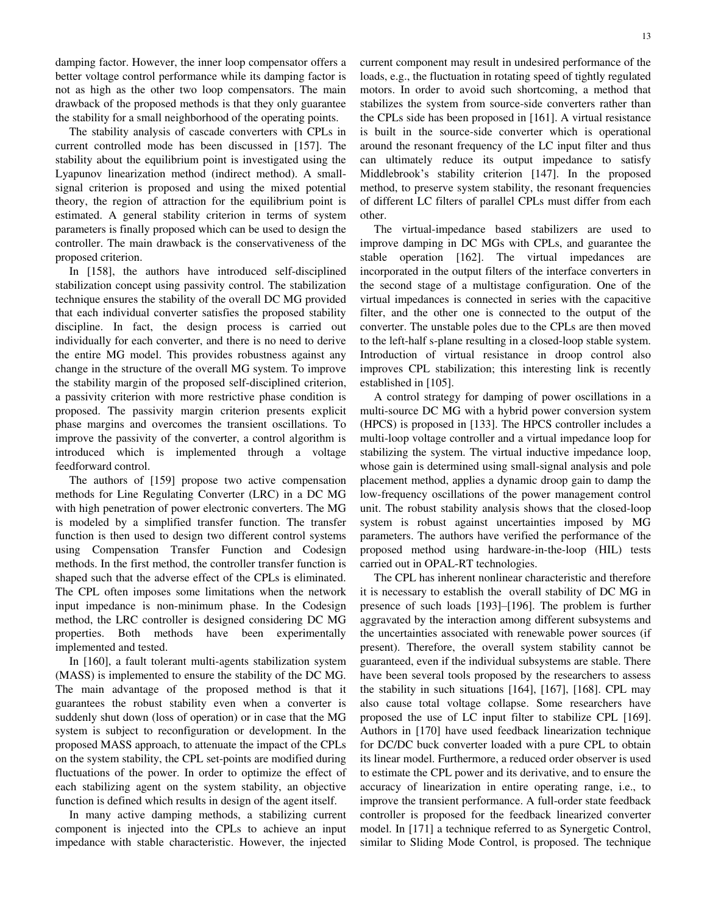damping factor. However, the inner loop compensator offers a better voltage control performance while its damping factor is not as high as the other two loop compensators. The main drawback of the proposed methods is that they only guarantee the stability for a small neighborhood of the operating points.

The stability analysis of cascade converters with CPLs in current controlled mode has been discussed in [157]. The stability about the equilibrium point is investigated using the Lyapunov linearization method (indirect method). A small-signal criterion is proposed and using the mixed potential theory, the region of attraction for the equilibrium point is estimated. A general stability criterion in terms of system parameters is finally proposed which can be used to design the controller. The main drawback is the conservativeness of the proposed criterion.

In [158], the authors have introduced self-disciplined stabilization concept using passivity control. The stabilization technique ensures the stability of the overall DC MG provided that each individual converter satisfies the proposed stability discipline. In fact, the design process is carried out individually for each converter, and there is no need to derive the entire MG model. This provides robustness against any change in the structure of the overall MG system. To improve the stability margin of the proposed self-disciplined criterion, a passivity criterion with more restrictive phase condition is proposed. The passivity margin criterion presents explicit phase margins and overcomes the transient oscillations. To improve the passivity of the converter, a control algorithm is introduced which is implemented through a voltage feedforward control.

The authors of [159] propose two active compensation methods for Line Regulating Converter (LRC) in a DC MG with high penetration of power electronic converters. The MG is modeled by a simplified transfer function. The transfer function is then used to design two different control systems using Compensation Transfer Function and Codesign methods. In the first method, the controller transfer function is shaped such that the adverse effect of the CPLs is eliminated. The CPL often imposes some limitations when the network input impedance is non-minimum phase. In the Codesign method, the LRC controller is designed considering DC MG properties. Both methods have been experimentally implemented and tested.

In [160], a fault tolerant multi-agents stabilization system (MASS) is implemented to ensure the stability of the DC MG. The main advantage of the proposed method is that it guarantees the robust stability even when a converter is suddenly shut down (loss of operation) or in case that the MG system is subject to reconfiguration or development. In the proposed MASS approach, to attenuate the impact of the CPLs on the system stability, the CPL set-points are modified during fluctuations of the power. In order to optimize the effect of each stabilizing agent on the system stability, an objective function is defined which results in design of the agent itself.

In many active damping methods, a stabilizing current component is injected into the CPLs to achieve an input impedance with stable characteristic. However, the injected current component may result in undesired performance of the loads, e.g., the fluctuation in rotating speed of tightly regulated motors. In order to avoid such shortcoming, a method that stabilizes the system from source-side converters rather than the CPLs side has been proposed in [161]. A virtual resistance is built in the source-side converter which is operational around the resonant frequency of the LC input filter and thus can ultimately reduce its output impedance to satisfy Middlebrook's stability criterion [147]. In the proposed method, to preserve system stability, the resonant frequencies of different LC filters of parallel CPLs must differ from each other.

The virtual-impedance based stabilizers are used to improve damping in DC MGs with CPLs, and guarantee the stable operation [162]. The virtual impedances are incorporated in the output filters of the interface converters in the second stage of a multistage configuration. One of the virtual impedances is connected in series with the capacitive filter, and the other one is connected to the output of the converter. The unstable poles due to the CPLs are then moved to the left-half s-plane resulting in a closed-loop stable system. Introduction of virtual resistance in droop control also improves CPL stabilization; this interesting link is recently established in [105].

A control strategy for damping of power oscillations in a multi-source DC MG with a hybrid power conversion system (HPCS) is proposed in [133]. The HPCS controller includes a multi-loop voltage controller and a virtual impedance loop for stabilizing the system. The virtual inductive impedance loop, whose gain is determined using small-signal analysis and pole placement method, applies a dynamic droop gain to damp the low-frequency oscillations of the power management control unit. The robust stability analysis shows that the closed-loop system is robust against uncertainties imposed by MG parameters. The authors have verified the performance of the proposed method using hardware-in-the-loop (HIL) tests carried out in OPAL-RT technologies.

The CPL has inherent nonlinear characteristic and therefore it is necessary to establish the overall stability of DC MG in presence of such loads [193]–[196]. The problem is further aggravated by the interaction among different subsystems and the uncertainties associated with renewable power sources (if present). Therefore, the overall system stability cannot be guaranteed, even if the individual subsystems are stable. There have been several tools proposed by the researchers to assess the stability in such situations [164], [167], [168]. CPL may also cause total voltage collapse. Some researchers have proposed the use of LC input filter to stabilize CPL [169]. Authors in [170] have used feedback linearization technique for DC/DC buck converter loaded with a pure CPL to obtain its linear model. Furthermore, a reduced order observer is used to estimate the CPL power and its derivative, and to ensure the accuracy of linearization in entire operating range, i.e., to improve the transient performance. A full-order state feedback controller is proposed for the feedback linearized converter model. In [171] a technique referred to as Synergetic Control, similar to Sliding Mode Control, is proposed. The technique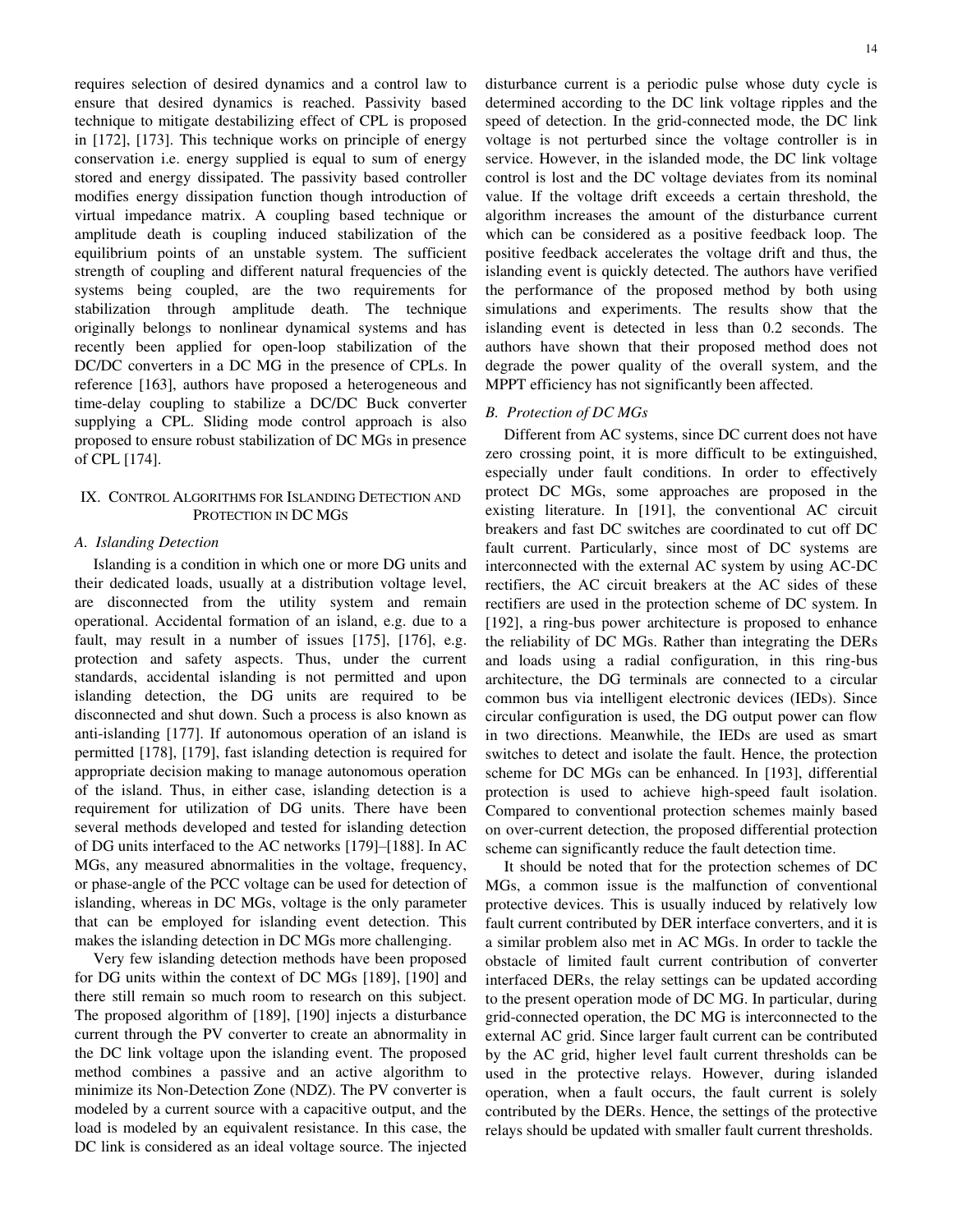requires selection of desired dynamics and a control law to ensure that desired dynamics is reached. Passivity based technique to mitigate destabilizing effect of CPL is proposed in [172], [173]. This technique works on principle of energy conservation i.e. energy supplied is equal to sum of energy stored and energy dissipated. The passivity based controller modifies energy dissipation function though introduction of virtual impedance matrix. A coupling based technique or amplitude death is coupling induced stabilization of the equilibrium points of an unstable system. The sufficient strength of coupling and different natural frequencies of the systems being coupled, are the two requirements for stabilization through amplitude death. The technique originally belongs to nonlinear dynamical systems and has recently been applied for open-loop stabilization of the DC/DC converters in a DC MG in the presence of CPLs. In reference [163], authors have proposed a heterogeneous and time-delay coupling to stabilize a DC/DC Buck converter supplying a CPL. Sliding mode control approach is also proposed to ensure robust stabilization of DC MGs in presence of CPL [174].

## IX. Control Algorithms for Islanding Detection and Protection in DC MGs

### A. Islanding Detection

Islanding is a condition in which one or more DG units and their dedicated loads, usually at a distribution voltage level, are disconnected from the utility system and remain operational. Accidental formation of an island, e.g. due to a fault, may result in a number of issues [175], [176], e.g. protection and safety aspects. Thus, under the current standards, accidental islanding is not permitted and upon islanding detection, the DG units are required to be disconnected and shut down. Such a process is also known as anti-islanding [177]. If autonomous operation of an island is permitted [178], [179], fast islanding detection is required for appropriate decision making to manage autonomous operation of the island. Thus, in either case, islanding detection is a requirement for utilization of DG units. There have been several methods developed and tested for islanding detection of DG units interfaced to the AC networks [179]–[188]. In AC MGs, any measured abnormalities in the voltage, frequency, or phase-angle of the PCC voltage can be used for detection of islanding, whereas in DC MGs, voltage is the only parameter that can be employed for islanding event detection. This makes the islanding detection in DC MGs more challenging.

Very few islanding detection methods have been proposed for DG units within the context of DC MGs [189], [190] and there still remain so much room to research on this subject. The proposed algorithm of [189], [190] injects a disturbance current through the PV converter to create an abnormality in the DC link voltage upon the islanding event. The proposed method combines a passive and an active algorithm to minimize its Non-Detection Zone (NDZ). The PV converter is modeled by a current source with a capacitive output, and the load is modeled by an equivalent resistance. In this case, the DC link is considered as an ideal voltage source. The injected disturbance current is a periodic pulse whose duty cycle is determined according to the DC link voltage ripples and the speed of detection. In the grid-connected mode, the DC link voltage is not perturbed since the voltage controller is in service. However, in the islanded mode, the DC link voltage control is lost and the DC voltage deviates from its nominal value. If the voltage drift exceeds a certain threshold, the algorithm increases the amount of the disturbance current which can be considered as a positive feedback loop. The positive feedback accelerates the voltage drift and thus, the islanding event is quickly detected. The authors have verified the performance of the proposed method by both using simulations and experiments. The results show that the islanding event is detected in less than 0.2 seconds. The authors have shown that their proposed method does not degrade the power quality of the overall system, and the MPPT efficiency has not significantly been affected.

### B. Protection of DC MGs

Different from AC systems, since DC current does not have zero crossing point, it is more difficult to be extinguished, especially under fault conditions. In order to effectively protect DC MGs, some approaches are proposed in the existing literature. In [191], the conventional AC circuit breakers and fast DC switches are coordinated to cut off DC fault current. Particularly, since most of DC systems are interconnected with the external AC system by using AC-DC rectifiers, the AC circuit breakers at the AC sides of these rectifiers are used in the protection scheme of DC system. In [192], a ring-bus power architecture is proposed to enhance the reliability of DC MGs. Rather than integrating the DERs and loads using a radial configuration, in this ring-bus architecture, the DG terminals are connected to a circular common bus via intelligent electronic devices (IEDs). Since circular configuration is used, the DG output power can flow in two directions. Meanwhile, the IEDs are used as smart switches to detect and isolate the fault. Hence, the protection scheme for DC MGs can be enhanced. In [193], differential protection is used to achieve high-speed fault isolation. Compared to conventional protection schemes mainly based on over-current detection, the proposed differential protection scheme can significantly reduce the fault detection time.

It should be noted that for the protection schemes of DC MGs, a common issue is the malfunction of conventional protective devices. This is usually induced by relatively low fault current contributed by DER interface converters, and it is a similar problem also met in AC MGs. In order to tackle the obstacle of limited fault current contribution of converter interfaced DERs, the relay settings can be updated according to the present operation mode of DC MG. In particular, during grid-connected operation, the DC MG is interconnected to the external AC grid. Since larger fault current can be contributed by the AC grid, higher level fault current thresholds can be used in the protective relays. However, during islanded operation, when a fault occurs, the fault current is solely contributed by the DERs. Hence, the settings of the protective relays should be updated with smaller fault current thresholds.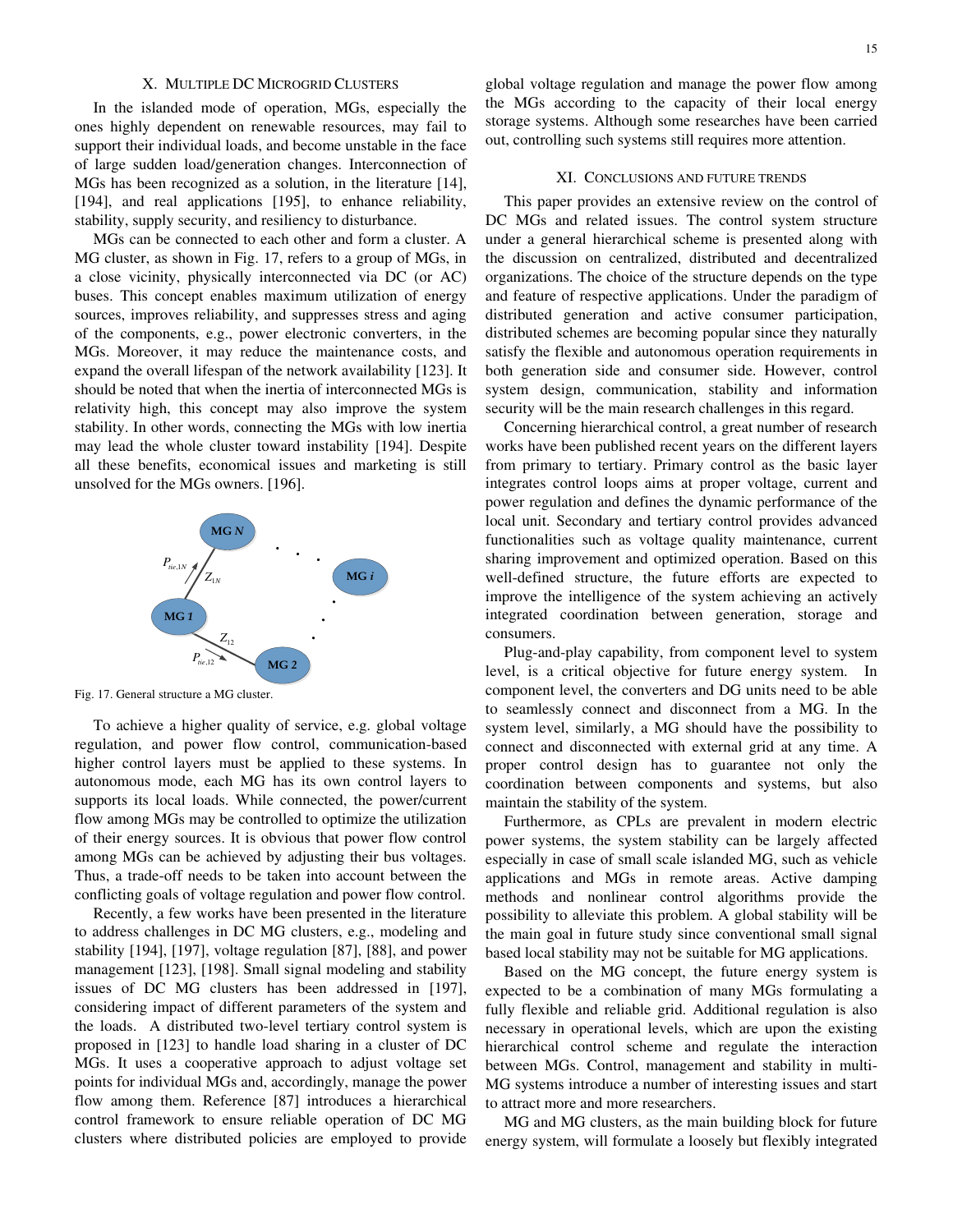## X. Multiple DC Microgrid Clusters

In the islanded mode of operation, MGs, especially the ones highly dependent on renewable resources, may fail to support their individual loads, and become unstable in the face of large sudden load/generation changes. Interconnection of MGs has been recognized as a solution, in the literature [14], [194], and real applications [195], to enhance reliability, stability, supply security, and resiliency to disturbance.

MGs can be connected to each other and form a cluster. A MG cluster, as shown in Fig. 17, refers to a group of MGs, in a close vicinity, physically interconnected via DC (or AC) buses. This concept enables maximum utilization of energy sources, improves reliability, and suppresses stress and aging of the components, e.g., power electronic converters, in the MGs. Moreover, it may reduce the maintenance costs, and expand the overall lifespan of the network availability [123]. It should be noted that when the inertia of interconnected MGs is relativity high, this concept may also improve the system stability. In other words, connecting the MGs with low inertia may lead the whole cluster toward instability [194]. Despite all these benefits, economical issues and marketing is still unsolved for the MGs owners. [196].

MG *N*

MG *i*

MG *1*

MG 2

$P_{tie,1N}$

$Z_{1N}$

$Z_{12}$

$P_{tie,12}$

Fig. 17. General structure a MG cluster.

To achieve a higher quality of service, e.g. global voltage regulation, and power flow control, communication-based higher control layers must be applied to these systems. In autonomous mode, each MG has its own control layers to supports its local loads. While connected, the power/current flow among MGs may be controlled to optimize the utilization of their energy sources. It is obvious that power flow control among MGs can be achieved by adjusting their bus voltages. Thus, a trade-off needs to be taken into account between the conflicting goals of voltage regulation and power flow control.

Recently, a few works have been presented in the literature to address challenges in DC MG clusters, e.g., modeling and stability [194], [197], voltage regulation [87], [88], and power management [123], [198]. Small signal modeling and stability issues of DC MG clusters has been addressed in [197], considering impact of different parameters of the system and the loads. A distributed two-level tertiary control system is proposed in [123] to handle load sharing in a cluster of DC MGs. It uses a cooperative approach to adjust voltage set points for individual MGs and, accordingly, manage the power flow among them. Reference [87] introduces a hierarchical control framework to ensure reliable operation of DC MG clusters where distributed policies are employed to provide global voltage regulation and manage the power flow among the MGs according to the capacity of their local energy storage systems. Although some researches have been carried out, controlling such systems still requires more attention.

## XI. Conclusions and Future Trends

This paper provides an extensive review on the control of DC MGs and related issues. The control system structure under a general hierarchical scheme is presented along with the discussion on centralized, distributed and decentralized organizations. The choice of the structure depends on the type and feature of respective applications. Under the paradigm of distributed generation and active consumer participation, distributed schemes are becoming popular since they naturally satisfy the flexible and autonomous operation requirements in both generation side and consumer side. However, control system design, communication, stability and information security will be the main research challenges in this regard.

Concerning hierarchical control, a great number of research works have been published recent years on the different layers from primary to tertiary. Primary control as the basic layer integrates control loops aims at proper voltage, current and power regulation and defines the dynamic performance of the local unit. Secondary and tertiary control provides advanced functionalities such as voltage quality maintenance, current sharing improvement and optimized operation. Based on this well-defined structure, the future efforts are expected to improve the intelligence of the system achieving an actively integrated coordination between generation, storage and consumers.

Plug-and-play capability, from component level to system level, is a critical objective for future energy system. In component level, the converters and DG units need to be able to seamlessly connect and disconnect from a MG. In the system level, similarly, a MG should have the possibility to connect and disconnected with external grid at any time. A proper control design has to guarantee not only the coordination between components and systems, but also maintain the stability of the system.

Furthermore, as CPLs are prevalent in modern electric power systems, the system stability can be largely affected especially in case of small scale islanded MG, such as vehicle applications and MGs in remote areas. Active damping methods and nonlinear control algorithms provide the possibility to alleviate this problem. A global stability will be the main goal in future study since conventional small signal based local stability may not be suitable for MG applications.

Based on the MG concept, the future energy system is expected to be a combination of many MGs formulating a fully flexible and reliable grid. Additional regulation is also necessary in operational levels, which are upon the existing hierarchical control scheme and regulate the interaction between MGs. Control, management and stability in multi-MG systems introduce a number of interesting issues and start to attract more and more researchers.

MG and MG clusters, as the main building block for future energy system, will formulate a loosely but flexibly integrated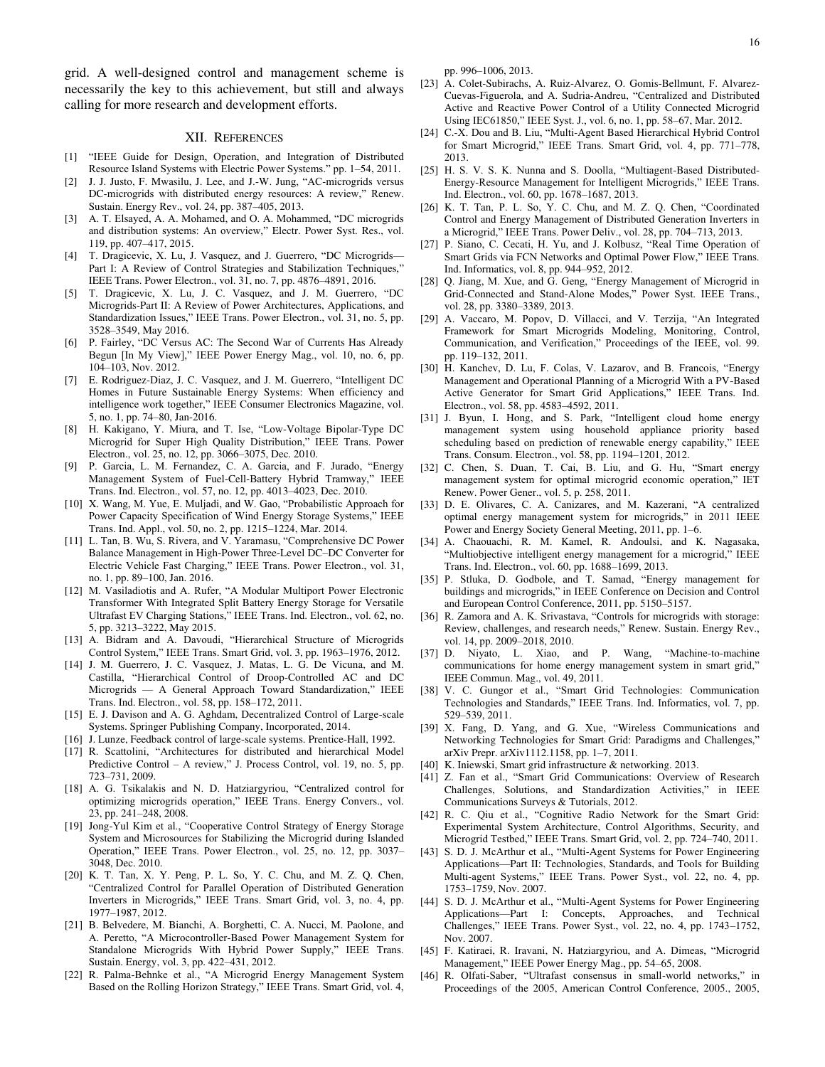grid. A well-designed control and management scheme is necessarily the key to this achievement, but still and always calling for more research and development efforts.

## XII. References

[1] "IEEE Guide for Design, Operation, and Integration of Distributed Resource Island Systems with Electric Power Systems." pp. 1–54, 2011.

[2] J. J. Justo, F. Mwasilu, J. Lee, and J.-W. Jung, "AC-microgrids versus DC-microgrids with distributed energy resources: A review," Renew. Sustain. Energy Rev., vol. 24, pp. 387–405, 2013.

[3] A. T. Elsayed, A. A. Mohamed, and O. A. Mohammed, "DC microgrids and distribution systems: An overview," Electr. Power Syst. Res., vol. 119, pp. 407–417, 2015.

[4] T. Dragicevic, X. Lu, J. Vasquez, and J. Guerrero, "DC Microgrids—Part I: A Review of Control Strategies and Stabilization Techniques," IEEE Trans. Power Electron., vol. 31, no. 7, pp. 4876–4891, 2016.

[5] T. Dragicevic, X. Lu, J. C. Vasquez, and J. M. Guerrero, "DC Microgrids-Part II: A Review of Power Architectures, Applications, and Standardization Issues," IEEE Trans. Power Electron., vol. 31, no. 5, pp. 3528–3549, May 2016.

[6] P. Fairley, "DC Versus AC: The Second War of Currents Has Already Begun [In My View]," IEEE Power Energy Mag., vol. 10, no. 6, pp. 104–103, Nov. 2012.

[7] E. Rodriguez-Diaz, J. C. Vasquez, and J. M. Guerrero, "Intelligent DC Homes in Future Sustainable Energy Systems: When efficiency and intelligence work together," IEEE Consumer Electronics Magazine, vol. 5, no. 1, pp. 74–80, Jan-2016.

[8] H. Kakigano, Y. Miura, and T. Ise, "Low-Voltage Bipolar-Type DC Microgrid for Super High Quality Distribution," IEEE Trans. Power Electron., vol. 25, no. 12, pp. 3066–3075, Dec. 2010.

[9] P. Garcia, L. M. Fernandez, C. A. Garcia, and F. Jurado, "Energy Management System of Fuel-Cell-Battery Hybrid Tramway," IEEE Trans. Ind. Electron., vol. 57, no. 12, pp. 4013–4023, Dec. 2010.

[10] X. Wang, M. Yue, E. Muljadi, and W. Gao, "Probabilistic Approach for Power Capacity Specification of Wind Energy Storage Systems," IEEE Trans. Ind. Appl., vol. 50, no. 2, pp. 1215–1224, Mar. 2014.

[11] L. Tan, B. Wu, S. Rivera, and V. Yaramasu, "Comprehensive DC Power Balance Management in High-Power Three-Level DC–DC Converter for Electric Vehicle Fast Charging," IEEE Trans. Power Electron., vol. 31, no. 1, pp. 89–100, Jan. 2016.

[12] M. Vasiladiotis and A. Rufer, "A Modular Multiport Power Electronic Transformer With Integrated Split Battery Energy Storage for Versatile Ultrafast EV Charging Stations," IEEE Trans. Ind. Electron., vol. 62, no. 5, pp. 3213–3222, May 2015.

[13] A. Bidram and A. Davoudi, "Hierarchical Structure of Microgrids Control System," IEEE Trans. Smart Grid, vol. 3, pp. 1963–1976, 2012.

[14] J. M. Guerrero, J. C. Vasquez, J. Matas, L. G. De Vicuna, and M. Castilla, "Hierarchical Control of Droop-Controlled AC and DC Microgrids — A General Approach Toward Standardization," IEEE Trans. Ind. Electron., vol. 58, pp. 158–172, 2011.

[15] E. J. Davison and A. G. Aghdam, Decentralized Control of Large-scale Systems. Springer Publishing Company, Incorporated, 2014.

[16] J. Lunze, Feedback control of large-scale systems. Prentice-Hall, 1992.

[17] R. Scattolini, "Architectures for distributed and hierarchical Model Predictive Control – A review," J. Process Control, vol. 19, no. 5, pp. 723–731, 2009.

[18] A. G. Tsikalakis and N. D. Hatziargyriou, "Centralized control for optimizing microgrids operation," IEEE Trans. Energy Convers., vol. 23, pp. 241–248, 2008.

[19] Jong-Yul Kim et al., "Cooperative Control Strategy of Energy Storage System and Microsources for Stabilizing the Microgrid during Islanded Operation," IEEE Trans. Power Electron., vol. 25, no. 12, pp. 3037–3048, Dec. 2010.

[20] K. T. Tan, X. Y. Peng, P. L. So, Y. C. Chu, and M. Z. Q. Chen, "Centralized Control for Parallel Operation of Distributed Generation Inverters in Microgrids," IEEE Trans. Smart Grid, vol. 3, no. 4, pp. 1977–1987, 2012.

[21] B. Belvedere, M. Bianchi, A. Borghetti, C. A. Nucci, M. Paolone, and A. Peretto, "A Microcontroller-Based Power Management System for Standalone Microgrids With Hybrid Power Supply," IEEE Trans. Sustain. Energy, vol. 3, pp. 422–431, 2012.

[22] R. Palma-Behnke et al., "A Microgrid Energy Management System Based on the Rolling Horizon Strategy," IEEE Trans. Smart Grid, vol. 4, pp. 996–1006, 2013.

[23] A. Colet-Subirachs, A. Ruiz-Alvarez, O. Gomis-Bellmunt, F. Alvarez-Cuevas-Figuerola, and A. Sudria-Andreu, "Centralized and Distributed Active and Reactive Power Control of a Utility Connected Microgrid Using IEC61850," IEEE Syst. J., vol. 6, no. 1, pp. 58–67, Mar. 2012.

[24] C.-X. Dou and B. Liu, "Multi-Agent Based Hierarchical Hybrid Control for Smart Microgrid," IEEE Trans. Smart Grid, vol. 4, pp. 771–778, 2013.

[25] H. S. V. S. K. Nunna and S. Doolla, "Multiagent-Based Distributed-Energy-Resource Management for Intelligent Microgrids," IEEE Trans. Ind. Electron., vol. 60, pp. 1678–1687, 2013.

[26] K. T. Tan, P. L. So, Y. C. Chu, and M. Z. Q. Chen, "Coordinated Control and Energy Management of Distributed Generation Inverters in a Microgrid," IEEE Trans. Power Deliv., vol. 28, pp. 704–713, 2013.

[27] P. Siano, C. Cecati, H. Yu, and J. Kolbusz, "Real Time Operation of Smart Grids via FCN Networks and Optimal Power Flow," IEEE Trans. Ind. Informatics, vol. 8, pp. 944–952, 2012.

[28] Q. Jiang, M. Xue, and G. Geng, "Energy Management of Microgrid in Grid-Connected and Stand-Alone Modes," Power Syst. IEEE Trans., vol. 28, pp. 3380–3389, 2013.

[29] A. Vaccaro, M. Popov, D. Villacci, and V. Terzija, "An Integrated Framework for Smart Microgrids Modeling, Monitoring, Control, Communication, and Verification," Proceedings of the IEEE, vol. 99. pp. 119–132, 2011.

[30] H. Kanchev, D. Lu, F. Colas, V. Lazarov, and B. Francois, "Energy Management and Operational Planning of a Microgrid With a PV-Based Active Generator for Smart Grid Applications," IEEE Trans. Ind. Electron., vol. 58, pp. 4583–4592, 2011.

[31] J. Byun, I. Hong, and S. Park, "Intelligent cloud home energy management system using household appliance priority based scheduling based on prediction of renewable energy capability," IEEE Trans. Consum. Electron., vol. 58, pp. 1194–1201, 2012.

[32] C. Chen, S. Duan, T. Cai, B. Liu, and G. Hu, "Smart energy management system for optimal microgrid economic operation," IET Renew. Power Gener., vol. 5, p. 258, 2011.

[33] D. E. Olivares, C. A. Canizares, and M. Kazerani, "A centralized optimal energy management system for microgrids," in 2011 IEEE Power and Energy Society General Meeting, 2011, pp. 1–6.

[34] A. Chaouachi, R. M. Kamel, R. Andoulsi, and K. Nagasaka, "Multiobjective intelligent energy management for a microgrid," IEEE Trans. Ind. Electron., vol. 60, pp. 1688–1699, 2013.

[35] P. Stluka, D. Godbole, and T. Samad, "Energy management for buildings and microgrids," in IEEE Conference on Decision and Control and European Control Conference, 2011, pp. 5150–5157.

[36] R. Zamora and A. K. Srivastava, "Controls for microgrids with storage: Review, challenges, and research needs," Renew. Sustain. Energy Rev., vol. 14, pp. 2009–2018, 2010.

[37] D. Niyato, L. Xiao, and P. Wang, "Machine-to-machine communications for home energy management system in smart grid," IEEE Commun. Mag., vol. 49, 2011.

[38] V. C. Gungor et al., "Smart Grid Technologies: Communication Technologies and Standards," IEEE Trans. Ind. Informatics, vol. 7, pp. 529–539, 2011.

[39] X. Fang, D. Yang, and G. Xue, "Wireless Communications and Networking Technologies for Smart Grid: Paradigms and Challenges," arXiv Prepr. arXiv1112.1158, pp. 1–7, 2011.

[40] K. Iniewski, Smart grid infrastructure & networking. 2013.

[41] Z. Fan et al., "Smart Grid Communications: Overview of Research Challenges, Solutions, and Standardization Activities," in IEEE Communications Surveys & Tutorials, 2012.

[42] R. C. Qiu et al., "Cognitive Radio Network for the Smart Grid: Experimental System Architecture, Control Algorithms, Security, and Microgrid Testbed," IEEE Trans. Smart Grid, vol. 2, pp. 724–740, 2011.

[43] S. D. J. McArthur et al., "Multi-Agent Systems for Power Engineering Applications—Part II: Technologies, Standards, and Tools for Building Multi-agent Systems," IEEE Trans. Power Syst., vol. 22, no. 4, pp. 1753–1759, Nov. 2007.

[44] S. D. J. McArthur et al., "Multi-Agent Systems for Power Engineering Applications—Part I: Concepts, Approaches, and Technical Challenges," IEEE Trans. Power Syst., vol. 22, no. 4, pp. 1743–1752, Nov. 2007.

[45] F. Katiraei, R. Iravani, N. Hatziargyriou, and A. Dimeas, "Microgrid Management," IEEE Power Energy Mag., pp. 54–65, 2008.

[46] R. Olfati-Saber, "Ultrafast consensus in small-world networks," in Proceedings of the 2005, American Control Conference, 2005., 2005,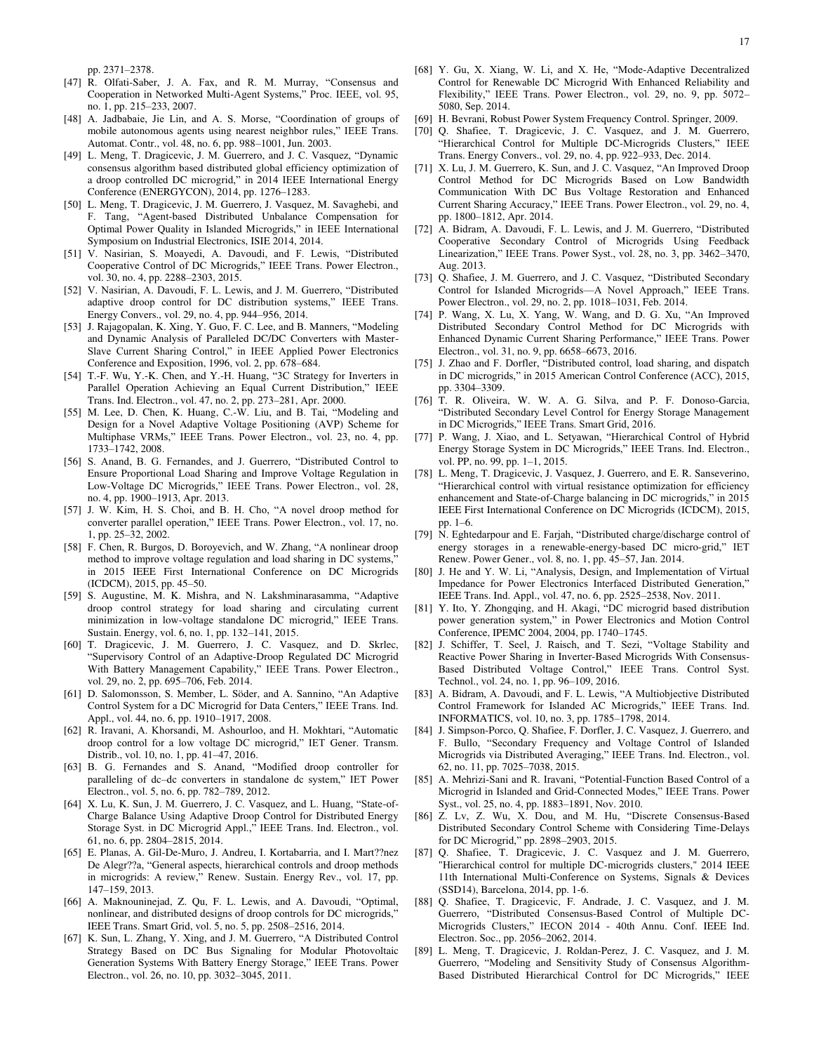pp. 2371–2378.

[47] R. Olfati-Saber, J. A. Fax, and R. M. Murray, “Consensus and Cooperation in Networked Multi-Agent Systems,” Proc. IEEE, vol. 95, no. 1, pp. 215–233, 2007.

[48] A. Jadbabaie, Jie Lin, and A. S. Morse, “Coordination of groups of mobile autonomous agents using nearest neighbor rules,” IEEE Trans. Automat. Contr., vol. 48, no. 6, pp. 988–1001, Jun. 2003.

[49] L. Meng, T. Dragicevic, J. M. Guerrero, and J. C. Vasquez, “Dynamic consensus algorithm based distributed global efficiency optimization of a droop controlled DC microgrid,” in 2014 IEEE International Energy Conference (ENERGYCON), 2014, pp. 1276–1283.

[50] L. Meng, T. Dragicevic, J. M. Guerrero, J. Vasquez, M. Savaghebi, and F. Tang, “Agent-based Distributed Unbalance Compensation for Optimal Power Quality in Islanded Microgrids,” in IEEE International Symposium on Industrial Electronics, ISIE 2014, 2014.

[51] V. Nasirian, S. Moayedi, A. Davoudi, and F. Lewis, “Distributed Cooperative Control of DC Microgrids,” IEEE Trans. Power Electron., vol. 30, no. 4, pp. 2288–2303, 2015.

[52] V. Nasirian, A. Davoudi, F. L. Lewis, and J. M. Guerrero, “Distributed adaptive droop control for DC distribution systems,” IEEE Trans. Energy Convers., vol. 29, no. 4, pp. 944–956, 2014.

[53] J. Rajagopalan, K. Xing, Y. Guo, F. C. Lee, and B. Manners, “Modeling and Dynamic Analysis of Paralleled DC/DC Converters with Master-Slave Current Sharing Control,” in IEEE Applied Power Electronics Conference and Exposition, 1996, vol. 2, pp. 678–684.

[54] T.-F. Wu, Y.-K. Chen, and Y.-H. Huang, “3C Strategy for Inverters in Parallel Operation Achieving an Equal Current Distribution,” IEEE Trans. Ind. Electron., vol. 47, no. 2, pp. 273–281, Apr. 2000.

[55] M. Lee, D. Chen, K. Huang, C.-W. Liu, and B. Tai, “Modeling and Design for a Novel Adaptive Voltage Positioning (AVP) Scheme for Multiphase VRMs,” IEEE Trans. Power Electron., vol. 23, no. 4, pp. 1733–1742, 2008.

[56] S. Anand, B. G. Fernandes, and J. Guerrero, “Distributed Control to Ensure Proportional Load Sharing and Improve Voltage Regulation in Low-Voltage DC Microgrids,” IEEE Trans. Power Electron., vol. 28, no. 4, pp. 1900–1913, Apr. 2013.

[57] J. W. Kim, H. S. Choi, and B. H. Cho, “A novel droop method for converter parallel operation,” IEEE Trans. Power Electron., vol. 17, no. 1, pp. 25–32, 2002.

[58] F. Chen, R. Burgos, D. Boroyevich, and W. Zhang, “A nonlinear droop method to improve voltage regulation and load sharing in DC systems,” in 2015 IEEE First International Conference on DC Microgrids (ICDCM), 2015, pp. 45–50.

[59] S. Augustine, M. K. Mishra, and N. Lakshminarasamma, “Adaptive droop control strategy for load sharing and circulating current minimization in low-voltage standalone DC microgrid,” IEEE Trans. Sustain. Energy, vol. 6, no. 1, pp. 132–141, 2015.

[60] T. Dragicevic, J. M. Guerrero, J. C. Vasquez, and D. Skrlec, “Supervisory Control of an Adaptive-Droop Regulated DC Microgrid With Battery Management Capability,” IEEE Trans. Power Electron., vol. 29, no. 2, pp. 695–706, Feb. 2014.

[61] D. Salomonsson, S. Member, L. Söder, and A. Sannino, “An Adaptive Control System for a DC Microgrid for Data Centers,” IEEE Trans. Ind. Appl., vol. 44, no. 6, pp. 1910–1917, 2008.

[62] R. Iravani, A. Khorsandi, M. Ashourloo, and H. Mokhtari, “Automatic droop control for a low voltage DC microgrid,” IET Gener. Transm. Distrib., vol. 10, no. 1, pp. 41–47, 2016.

[63] B. G. Fernandes and S. Anand, “Modified droop controller for paralleling of dc–dc converters in standalone dc system,” IET Power Electron., vol. 5, no. 6, pp. 782–789, 2012.

[64] X. Lu, K. Sun, J. M. Guerrero, J. C. Vasquez, and L. Huang, “State-of-Charge Balance Using Adaptive Droop Control for Distributed Energy Storage Syst. in DC Microgrid Appl.,” IEEE Trans. Ind. Electron., vol. 61, no. 6, pp. 2804–2815, 2014.

[65] E. Planas, A. Gil-De-Muro, J. Andreu, I. Kortabarria, and I. Mart??nez De Alegr??a, “General aspects, hierarchical controls and droop methods in microgrids: A review,” Renew. Sustain. Energy Rev., vol. 17, pp. 147–159, 2013.

[66] A. Maknouninejad, Z. Qu, F. L. Lewis, and A. Davoudi, “Optimal, nonlinear, and distributed designs of droop controls for DC microgrids,” IEEE Trans. Smart Grid, vol. 5, no. 5, pp. 2508–2516, 2014.

[67] K. Sun, L. Zhang, Y. Xing, and J. M. Guerrero, “A Distributed Control Strategy Based on DC Bus Signaling for Modular Photovoltaic Generation Systems With Battery Energy Storage,” IEEE Trans. Power Electron., vol. 26, no. 10, pp. 3032–3045, 2011.

[68] Y. Gu, X. Xiang, W. Li, and X. He, “Mode-Adaptive Decentralized Control for Renewable DC Microgrid With Enhanced Reliability and Flexibility,” IEEE Trans. Power Electron., vol. 29, no. 9, pp. 5072–5080, Sep. 2014.

[69] H. Bevrani, Robust Power System Frequency Control. Springer, 2009.

[70] Q. Shafiee, T. Dragicevic, J. C. Vasquez, and J. M. Guerrero, “Hierarchical Control for Multiple DC-Microgrids Clusters,” IEEE Trans. Energy Convers., vol. 29, no. 4, pp. 922–933, Dec. 2014.

[71] X. Lu, J. M. Guerrero, K. Sun, and J. C. Vasquez, “An Improved Droop Control Method for DC Microgrids Based on Low Bandwidth Communication With DC Bus Voltage Restoration and Enhanced Current Sharing Accuracy,” IEEE Trans. Power Electron., vol. 29, no. 4, pp. 1800–1812, Apr. 2014.

[72] A. Bidram, A. Davoudi, F. L. Lewis, and J. M. Guerrero, “Distributed Cooperative Secondary Control of Microgrids Using Feedback Linearization,” IEEE Trans. Power Syst., vol. 28, no. 3, pp. 3462–3470, Aug. 2013.

[73] Q. Shafiee, J. M. Guerrero, and J. C. Vasquez, “Distributed Secondary Control for Islanded Microgrids—A Novel Approach,” IEEE Trans. Power Electron., vol. 29, no. 2, pp. 1018–1031, Feb. 2014.

[74] P. Wang, X. Lu, X. Yang, W. Wang, and D. G. Xu, “An Improved Distributed Secondary Control Method for DC Microgrids with Enhanced Dynamic Current Sharing Performance,” IEEE Trans. Power Electron., vol. 31, no. 9, pp. 6658–6673, 2016.

[75] J. Zhao and F. Dorfler, “Distributed control, load sharing, and dispatch in DC microgrids,” in 2015 American Control Conference (ACC), 2015, pp. 3304–3309.

[76] T. R. Oliveira, W. W. A. G. Silva, and P. F. Donoso-Garcia, “Distributed Secondary Level Control for Energy Storage Management in DC Microgrids,” IEEE Trans. Smart Grid, 2016.

[77] P. Wang, J. Xiao, and L. Setyawan, “Hierarchical Control of Hybrid Energy Storage System in DC Microgrids,” IEEE Trans. Ind. Electron., vol. PP, no. 99, pp. 1–1, 2015.

[78] L. Meng, T. Dragicevic, J. Vasquez, J. Guerrero, and E. R. Sanseverino, “Hierarchical control with virtual resistance optimization for efficiency enhancement and State-of-Charge balancing in DC microgrids,” in 2015 IEEE First International Conference on DC Microgrids (ICDCM), 2015, pp. 1–6.

[79] N. Eghtedarpour and E. Farjah, “Distributed charge/discharge control of energy storages in a renewable-energy-based DC micro-grid,” IET Renew. Power Gener., vol. 8, no. 1, pp. 45–57, Jan. 2014.

[80] J. He and Y. W. Li, “Analysis, Design, and Implementation of Virtual Impedance for Power Electronics Interfaced Distributed Generation,” IEEE Trans. Ind. Appl., vol. 47, no. 6, pp. 2525–2538, Nov. 2011.

[81] Y. Ito, Y. Zhongqing, and H. Akagi, “DC microgrid based distribution power generation system,” in Power Electronics and Motion Control Conference, IPEMC 2004, 2004, pp. 1740–1745.

[82] J. Schiffer, T. Seel, J. Raisch, and T. Sezi, “Voltage Stability and Reactive Power Sharing in Inverter-Based Microgrids With Consensus-Based Distributed Voltage Control,” IEEE Trans. Control Syst. Technol., vol. 24, no. 1, pp. 96–109, 2016.

[83] A. Bidram, A. Davoudi, and F. L. Lewis, “A Multiobjective Distributed Control Framework for Islanded AC Microgrids,” IEEE Trans. Ind. INFORMATICS, vol. 10, no. 3, pp. 1785–1798, 2014.

[84] J. Simpson-Porco, Q. Shafiee, F. Dorfler, J. C. Vasquez, J. Guerrero, and F. Bullo, “Secondary Frequency and Voltage Control of Islanded Microgrids via Distributed Averaging,” IEEE Trans. Ind. Electron., vol. 62, no. 11, pp. 7025–7038, 2015.

[85] A. Mehrizi-Sani and R. Iravani, “Potential-Function Based Control of a Microgrid in Islanded and Grid-Connected Modes,” IEEE Trans. Power Syst., vol. 25, no. 4, pp. 1883–1891, Nov. 2010.

[86] Z. Lv, Z. Wu, X. Dou, and M. Hu, “Discrete Consensus-Based Distributed Secondary Control Scheme with Considering Time-Delays for DC Microgrid,” pp. 2898–2903, 2015.

[87] Q. Shafiee, T. Dragicevic, J. C. Vasquez and J. M. Guerrero, "Hierarchical control for multiple DC-microgrids clusters," 2014 IEEE 11th International Multi-Conference on Systems, Signals & Devices (SSD14), Barcelona, 2014, pp. 1-6.

[88] Q. Shafiee, T. Dragicevic, F. Andrade, J. C. Vasquez, and J. M. Guerrero, “Distributed Consensus-Based Control of Multiple DC-Microgrids Clusters,” IECON 2014 - 40th Annu. Conf. IEEE Ind. Electron. Soc., pp. 2056–2062, 2014.

[89] L. Meng, T. Dragicevic, J. Roldan-Perez, J. C. Vasquez, and J. M. Guerrero, “Modeling and Sensitivity Study of Consensus Algorithm-Based Distributed Hierarchical Control for DC Microgrids,” IEEE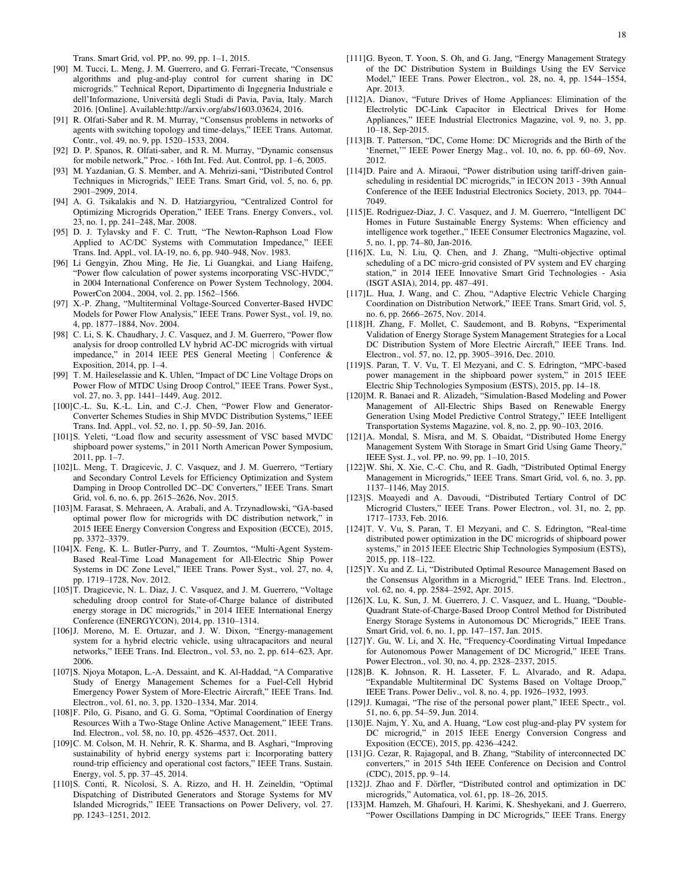Trans. Smart Grid, vol. PP, no. 99, pp. 1–1, 2015.

[90] M. Tucci, L. Meng, J. M. Guerrero, and G. Ferrari-Trecate, "Consensus algorithms and plug-and-play control for current sharing in DC microgrids." Technical Report, Dipartimento di Ingegneria Industriale e dell'Informazione, Università degli Studi di Pavia, Pavia, Italy. March 2016. [Online]. Available:http://arxiv.org/abs/1603.03624, 2016.

[91] R. Olfati-Saber and R. M. Murray, "Consensus problems in networks of agents with switching topology and time-delays," IEEE Trans. Automat. Contr., vol. 49, no. 9, pp. 1520–1533, 2004.

[92] D. P. Spanos, R. Olfati-saber, and R. M. Murray, "Dynamic consensus for mobile network," Proc. - 16th Int. Fed. Aut. Control, pp. 1–6, 2005.

[93] M. Yazdanian, G. S. Member, and A. Mehrizi-sani, "Distributed Control Techniques in Microgrids," IEEE Trans. Smart Grid, vol. 5, no. 6, pp. 2901–2909, 2014.

[94] A. G. Tsikalakis and N. D. Hatziargyriou, "Centralized Control for Optimizing Microgrids Operation," IEEE Trans. Energy Convers., vol. 23, no. 1, pp. 241–248, Mar. 2008.

[95] D. J. Tylavsky and F. C. Trutt, "The Newton-Raphson Load Flow Applied to AC/DC Systems with Commutation Impedance," IEEE Trans. Ind. Appl., vol. IA-19, no. 6, pp. 940–948, Nov. 1983.

[96] Li Gengyin, Zhou Ming, He Jie, Li Guangkai, and Liang Haifeng, "Power flow calculation of power systems incorporating VSC-HVDC," in 2004 International Conference on Power System Technology, 2004. PowerCon 2004., 2004, vol. 2, pp. 1562–1566.

[97] X.-P. Zhang, "Multiterminal Voltage-Sourced Converter-Based HVDC Models for Power Flow Analysis," IEEE Trans. Power Syst., vol. 19, no. 4, pp. 1877–1884, Nov. 2004.

[98] C. Li, S. K. Chaudhary, J. C. Vasquez, and J. M. Guerrero, "Power flow analysis for droop controlled LV hybrid AC-DC microgrids with virtual impedance," in 2014 IEEE PES General Meeting | Conference & Exposition, 2014, pp. 1–4.

[99] T. M. Haileselassie and K. Uhlen, "Impact of DC Line Voltage Drops on Power Flow of MTDC Using Droop Control," IEEE Trans. Power Syst., vol. 27, no. 3, pp. 1441–1449, Aug. 2012.

[100] C.-L. Su, K.-L. Lin, and C.-J. Chen, "Power Flow and Generator-Converter Schemes Studies in Ship MVDC Distribution Systems," IEEE Trans. Ind. Appl., vol. 52, no. 1, pp. 50–59, Jan. 2016.

[101] S. Yeleti, "Load flow and security assessment of VSC based MVDC shipboard power systems," in 2011 North American Power Symposium, 2011, pp. 1–7.

[102] L. Meng, T. Dragicevic, J. C. Vasquez, and J. M. Guerrero, "Tertiary and Secondary Control Levels for Efficiency Optimization and System Damping in Droop Controlled DC–DC Converters," IEEE Trans. Smart Grid, vol. 6, no. 6, pp. 2615–2626, Nov. 2015.

[103] M. Farasat, S. Mehraeen, A. Arabali, and A. Trzynadlowski, "GA-based optimal power flow for microgrids with DC distribution network," in 2015 IEEE Energy Conversion Congress and Exposition (ECCE), 2015, pp. 3372–3379.

[104] X. Feng, K. L. Butler-Purry, and T. Zourntos, "Multi-Agent System-Based Real-Time Load Management for All-Electric Ship Power Systems in DC Zone Level," IEEE Trans. Power Syst., vol. 27, no. 4, pp. 1719–1728, Nov. 2012.

[105] T. Dragicevic, N. L. Diaz, J. C. Vasquez, and J. M. Guerrero, "Voltage scheduling droop control for State-of-Charge balance of distributed energy storage in DC microgrids," in 2014 IEEE International Energy Conference (ENERGYCON), 2014, pp. 1310–1314.

[106] J. Moreno, M. E. Ortuzar, and J. W. Dixon, "Energy-management system for a hybrid electric vehicle, using ultracapacitors and neural networks," IEEE Trans. Ind. Electron., vol. 53, no. 2, pp. 614–623, Apr. 2006.

[107] S. Njoya Motapon, L.-A. Dessaint, and K. Al-Haddad, "A Comparative Study of Energy Management Schemes for a Fuel-Cell Hybrid Emergency Power System of More-Electric Aircraft," IEEE Trans. Ind. Electron., vol. 61, no. 3, pp. 1320–1334, Mar. 2014.

[108] F. Pilo, G. Pisano, and G. G. Soma, "Optimal Coordination of Energy Resources With a Two-Stage Online Active Management," IEEE Trans. Ind. Electron., vol. 58, no. 10, pp. 4526–4537, Oct. 2011.

[109] C. M. Colson, M. H. Nehrir, R. K. Sharma, and B. Asghari, "Improving sustainability of hybrid energy systems part i: Incorporating battery round-trip efficiency and operational cost factors," IEEE Trans. Sustain. Energy, vol. 5, pp. 37–45, 2014.

[110] S. Conti, R. Nicolosi, S. A. Rizzo, and H. H. Zeineldin, "Optimal Dispatching of Distributed Generators and Storage Systems for MV Islanded Microgrids," IEEE Transactions on Power Delivery, vol. 27. pp. 1243–1251, 2012.

[111] G. Byeon, T. Yoon, S. Oh, and G. Jang, "Energy Management Strategy of the DC Distribution System in Buildings Using the EV Service Model," IEEE Trans. Power Electron., vol. 28, no. 4, pp. 1544–1554, Apr. 2013.

[112] A. Dianov, "Future Drives of Home Appliances: Elimination of the Electrolytic DC-Link Capacitor in Electrical Drives for Home Appliances," IEEE Industrial Electronics Magazine, vol. 9, no. 3, pp. 10–18, Sep-2015.

[113] B. T. Patterson, "DC, Come Home: DC Microgrids and the Birth of the 'Enernet,'" IEEE Power Energy Mag., vol. 10, no. 6, pp. 60–69, Nov. 2012.

[114] D. Paire and A. Miraoui, "Power distribution using tariff-driven gain-scheduling in residential DC microgrids," in IECON 2013 - 39th Annual Conference of the IEEE Industrial Electronics Society, 2013, pp. 7044–7049.

[115] E. Rodriguez-Diaz, J. C. Vasquez, and J. M. Guerrero, "Intelligent DC Homes in Future Sustainable Energy Systems: When efficiency and intelligence work together.," IEEE Consumer Electronics Magazine, vol. 5, no. 1, pp. 74–80, Jan-2016.

[116] X. Lu, N. Liu, Q. Chen, and J. Zhang, "Multi-objective optimal scheduling of a DC micro-grid consisted of PV system and EV charging station," in 2014 IEEE Innovative Smart Grid Technologies - Asia (ISGT ASIA), 2014, pp. 487–491.

[117] L. Hua, J. Wang, and C. Zhou, "Adaptive Electric Vehicle Charging Coordination on Distribution Network," IEEE Trans. Smart Grid, vol. 5, no. 6, pp. 2666–2675, Nov. 2014.

[118] H. Zhang, F. Mollet, C. Saudemont, and B. Robyns, "Experimental Validation of Energy Storage System Management Strategies for a Local DC Distribution System of More Electric Aircraft," IEEE Trans. Ind. Electron., vol. 57, no. 12, pp. 3905–3916, Dec. 2010.

[119] S. Paran, T. V. Vu, T. El Mezyani, and C. S. Edrington, "MPC-based power management in the shipboard power system," in 2015 IEEE Electric Ship Technologies Symposium (ESTS), 2015, pp. 14–18.

[120] M. R. Banaei and R. Alizadeh, "Simulation-Based Modeling and Power Management of All-Electric Ships Based on Renewable Energy Generation Using Model Predictive Control Strategy," IEEE Intelligent Transportation Systems Magazine, vol. 8, no. 2, pp. 90–103, 2016.

[121] A. Mondal, S. Misra, and M. S. Obaidat, "Distributed Home Energy Management System With Storage in Smart Grid Using Game Theory," IEEE Syst. J., vol. PP, no. 99, pp. 1–10, 2015.

[122] W. Shi, X. Xie, C.-C. Chu, and R. Gadh, "Distributed Optimal Energy Management in Microgrids," IEEE Trans. Smart Grid, vol. 6, no. 3, pp. 1137–1146, May 2015.

[123] S. Moayedi and A. Davoudi, "Distributed Tertiary Control of DC Microgrid Clusters," IEEE Trans. Power Electron., vol. 31, no. 2, pp. 1717–1733, Feb. 2016.

[124] T. V. Vu, S. Paran, T. El Mezyani, and C. S. Edrington, "Real-time distributed power optimization in the DC microgrids of shipboard power systems," in 2015 IEEE Electric Ship Technologies Symposium (ESTS), 2015, pp. 118–122.

[125] Y. Xu and Z. Li, "Distributed Optimal Resource Management Based on the Consensus Algorithm in a Microgrid," IEEE Trans. Ind. Electron., vol. 62, no. 4, pp. 2584–2592, Apr. 2015.

[126] X. Lu, K. Sun, J. M. Guerrero, J. C. Vasquez, and L. Huang, "Double-Quadrant State-of-Charge-Based Droop Control Method for Distributed Energy Storage Systems in Autonomous DC Microgrids," IEEE Trans. Smart Grid, vol. 6, no. 1, pp. 147–157, Jan. 2015.

[127] Y. Gu, W. Li, and X. He, "Frequency-Coordinating Virtual Impedance for Autonomous Power Management of DC Microgrid," IEEE Trans. Power Electron., vol. 30, no. 4, pp. 2328–2337, 2015.

[128] B. K. Johnson, R. H. Lasseter, F. L. Alvarado, and R. Adapa, "Expandable Multiterminal DC Systems Based on Voltage Droop," IEEE Trans. Power Deliv., vol. 8, no. 4, pp. 1926–1932, 1993.

[129] J. Kumagai, "The rise of the personal power plant," IEEE Spectr., vol. 51, no. 6, pp. 54–59, Jun. 2014.

[130] E. Najm, Y. Xu, and A. Huang, "Low cost plug-and-play PV system for DC microgrid," in 2015 IEEE Energy Conversion Congress and Exposition (ECCE), 2015, pp. 4236–4242.

[131] G. Cezar, R. Rajagopal, and B. Zhang, "Stability of interconnected DC converters," in 2015 54th IEEE Conference on Decision and Control (CDC), 2015, pp. 9–14.

[132] J. Zhao and F. Dörfler, "Distributed control and optimization in DC microgrids," Automatica, vol. 61, pp. 18–26, 2015.

[133] M. Hamzeh, M. Ghafouri, H. Karimi, K. Sheshyekani, and J. Guerrero, "Power Oscillations Damping in DC Microgrids," IEEE Trans. Energy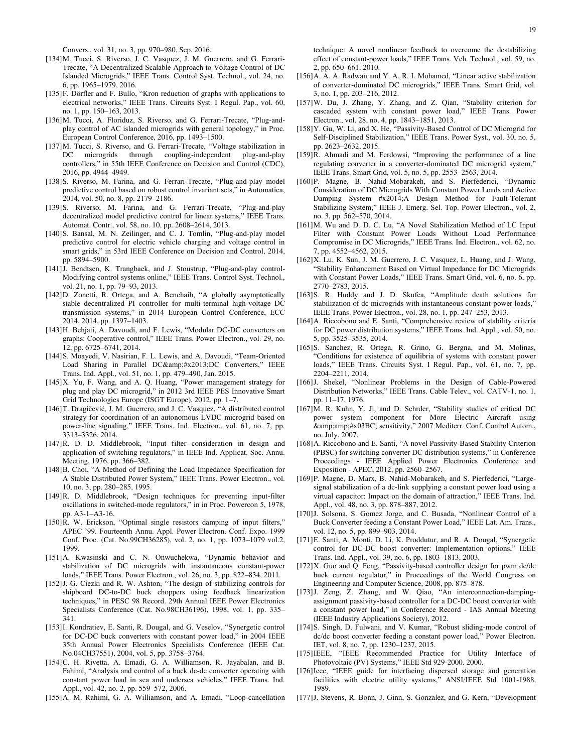Convers., vol. 31, no. 3, pp. 970–980, Sep. 2016.

[134] M. Tucci, S. Riverso, J. C. Vasquez, J. M. Guerrero, and G. Ferrari-Trecate, "A Decentralized Scalable Approach to Voltage Control of DC Islanded Microgrids," IEEE Trans. Control Syst. Technol., vol. 24, no. 6, pp. 1965–1979, 2016.

[135] F. Dörfler and F. Bullo, "Kron reduction of graphs with applications to electrical networks," IEEE Trans. Circuits Syst. I Regul. Pap., vol. 60, no. 1, pp. 150–163, 2013.

[136] M. Tucci, A. Floriduz, S. Riverso, and G. Ferrari-Trecate, "Plug-and-play control of AC islanded microgrids with general topology," in Proc. European Control Conference, 2016, pp. 1493–1500.

[137] M. Tucci, S. Riverso, and G. Ferrari-Trecate, "Voltage stabilization in DC microgrids through coupling-independent plug-and-play controllers," in 55th IEEE Conference on Decision and Control (CDC), 2016, pp. 4944–4949.

[138] S. Riverso, M. Farina, and G. Ferrari-Trecate, "Plug-and-play model predictive control based on robust control invariant sets," in Automatica, 2014, vol. 50, no. 8, pp. 2179–2186.

[139] S. Riverso, M. Farina, and G. Ferrari-Trecate, "Plug-and-play decentralized model predictive control for linear systems," IEEE Trans. Automat. Contr., vol. 58, no. 10, pp. 2608–2614, 2013.

[140] S. Bansal, M. N. Zeilinger, and C. J. Tomlin, "Plug-and-play model predictive control for electric vehicle charging and voltage control in smart grids," in 53rd IEEE Conference on Decision and Control, 2014, pp. 5894–5900.

[141] J. Bendtsen, K. Trangbaek, and J. Stoustrup, "Plug-and-play control-Modifying control systems online," IEEE Trans. Control Syst. Technol., vol. 21, no. 1, pp. 79–93, 2013.

[142] D. Zonetti, R. Ortega, and A. Benchaib, "A globally asymptotically stable decentralized PI controller for multi-terminal high-voltage DC transmission systems," in 2014 European Control Conference, ECC 2014, 2014, pp. 1397–1403.

[143] H. Behjati, A. Davoudi, and F. Lewis, "Modular DC-DC converters on graphs: Cooperative control," IEEE Trans. Power Electron., vol. 29, no. 12, pp. 6725–6741, 2014.

[144] S. Moayedi, V. Nasirian, F. L. Lewis, and A. Davoudi, "Team-Oriented Load Sharing in Parallel DC&amp;#x2013;DC Converters," IEEE Trans. Ind. Appl., vol. 51, no. 1, pp. 479–490, Jan. 2015.

[145] X. Yu, F. Wang, and A. Q. Huang, "Power management strategy for plug and play DC microgrid," in 2012 3rd IEEE PES Innovative Smart Grid Technologies Europe (ISGT Europe), 2012, pp. 1–7.

[146] T. Dragičević, J. M. Guerrero, and J. C. Vasquez, "A distributed control strategy for coordination of an autonomous LVDC microgrid based on power-line signaling," IEEE Trans. Ind. Electron., vol. 61, no. 7, pp. 3313–3326, 2014.

[147] R. D. D. Middlebrook, "Input filter consideration in design and application of switching regulators," in IEEE Ind. Applicat. Soc. Annu. Meeting, 1976, pp. 366–382.

[148] B. Choi, "A Method of Defining the Load Impedance Specification for A Stable Distributed Power System," IEEE Trans. Power Electron., vol. 10, no. 3, pp. 280–285, 1995.

[149] R. D. Middlebrook, "Design techniques for preventing input-filter oscillations in switched-mode regulators," in in Proc. Powercon 5, 1978, pp. A3-1–A3-16.

[150] R. W. Erickson, "Optimal single resistors damping of input filters," APEC '99. Fourteenth Annu. Appl. Power Electron. Conf. Expo. 1999 Conf. Proc. (Cat. No.99CH36285), vol. 2, no. 1, pp. 1073–1079 vol.2, 1999.

[151] A. Kwasinski and C. N. Onwuchekwa, "Dynamic behavior and stabilization of DC microgrids with instantaneous constant-power loads," IEEE Trans. Power Electron., vol. 26, no. 3, pp. 822–834, 2011.

[152] J. G. Ciezki and R. W. Ashton, "The design of stabilizing controls for shipboard DC-to-DC buck choppers using feedback linearization techniques," in PESC 98 Record. 29th Annual IEEE Power Electronics Specialists Conference (Cat. No.98CH36196), 1998, vol. 1, pp. 335–341.

[153] I. Kondratiev, E. Santi, R. Dougal, and G. Veselov, "Synergetic control for DC-DC buck converters with constant power load," in 2004 IEEE 35th Annual Power Electronics Specialists Conference (IEEE Cat. No.04CH37551), 2004, vol. 5, pp. 3758–3764.

[154] C. H. Rivetta, A. Emadi, G. A. Williamson, R. Jayabalan, and B. Fahimi, "Analysis and control of a buck dc-dc converter operating with constant power load in sea and undersea vehicles," IEEE Trans. Ind. Appl., vol. 42, no. 2, pp. 559–572, 2006.

[155] A. M. Rahimi, G. A. Williamson, and A. Emadi, "Loop-cancellation technique: A novel nonlinear feedback to overcome the destabilizing effect of constant-power loads," IEEE Trans. Veh. Technol., vol. 59, no. 2, pp. 650–661, 2010.

[156] A. A. A. Radwan and Y. A. R. I. Mohamed, "Linear active stabilization of converter-dominated DC microgrids," IEEE Trans. Smart Grid, vol. 3, no. 1, pp. 203–216, 2012.

[157] W. Du, J. Zhang, Y. Zhang, and Z. Qian, "Stability criterion for cascaded system with constant power load," IEEE Trans. Power Electron., vol. 28, no. 4, pp. 1843–1851, 2013.

[158] Y. Gu, W. Li, and X. He, "Passivity-Based Control of DC Microgrid for Self-Disciplined Stabilization," IEEE Trans. Power Syst., vol. 30, no. 5, pp. 2623–2632, 2015.

[159] R. Ahmadi and M. Ferdowsi, "Improving the performance of a line regulating converter in a converter-dominated DC microgrid system," IEEE Trans. Smart Grid, vol. 5, no. 5, pp. 2553–2563, 2014.

[160] P. Magne, B. Nahid-Mobarakeh, and S. Pierfederici, "Dynamic Consideration of DC Microgrids With Constant Power Loads and Active Damping System #x2014;A Design Method for Fault-Tolerant Stabilizing System," IEEE J. Emerg. Sel. Top. Power Electron., vol. 2, no. 3, pp. 562–570, 2014.

[161] M. Wu and D. D. C. Lu, "A Novel Stabilization Method of LC Input Filter with Constant Power Loads Without Load Performance Compromise in DC Microgrids," IEEE Trans. Ind. Electron., vol. 62, no. 7, pp. 4552–4562, 2015.

[162] X. Lu, K. Sun, J. M. Guerrero, J. C. Vasquez, L. Huang, and J. Wang, "Stability Enhancement Based on Virtual Impedance for DC Microgrids with Constant Power Loads," IEEE Trans. Smart Grid, vol. 6, no. 6, pp. 2770–2783, 2015.

[163] S. R. Huddy and J. D. Skufca, "Amplitude death solutions for stabilization of dc microgrids with instantaneous constant-power loads," IEEE Trans. Power Electron., vol. 28, no. 1, pp. 247–253, 2013.

[164] A. Riccobono and E. Santi, "Comprehensive review of stability criteria for DC power distribution systems," IEEE Trans. Ind. Appl., vol. 50, no. 5, pp. 3525–3535, 2014.

[165] S. Sanchez, R. Ortega, R. Grino, G. Bergna, and M. Molinas, "Conditions for existence of equilibria of systems with constant power loads," IEEE Trans. Circuits Syst. I Regul. Pap., vol. 61, no. 7, pp. 2204–2211, 2014.

[166] J. Shekel, "Nonlinear Problems in the Design of Cable-Powered Distribution Networks," IEEE Trans. Cable Telev., vol. CATV-1, no. 1, pp. 11–17, 1976.

[167] M. R. Kuhn, Y. Ji, and D. Schrder, "Stability studies of critical DC power system component for More Electric Aircraft using &amp;amp;#x03BC; sensitivity," 2007 Mediterr. Conf. Control Autom., no. July, 2007.

[168] A. Riccobono and E. Santi, "A novel Passivity-Based Stability Criterion (PBSC) for switching converter DC distribution systems," in Conference Proceedings - IEEE Applied Power Electronics Conference and Exposition - APEC, 2012, pp. 2560–2567.

[169] P. Magne, D. Marx, B. Nahid-Mobarakeh, and S. Pierfederici, "Large-signal stabilization of a dc-link supplying a constant power load using a virtual capacitor: Impact on the domain of attraction," IEEE Trans. Ind. Appl., vol. 48, no. 3, pp. 878–887, 2012.

[170] J. Solsona, S. Gomez Jorge, and C. Busada, "Nonlinear Control of a Buck Converter feeding a Constant Power Load," IEEE Lat. Am. Trans., vol. 12, no. 5, pp. 899–903, 2014.

[171] E. Santi, A. Monti, D. Li, K. Proddutur, and R. A. Dougal, "Synergetic control for DC-DC boost converter: Implementation options," IEEE Trans. Ind. Appl., vol. 39, no. 6, pp. 1803–1813, 2003.

[172] X. Guo and Q. Feng, "Passivity-based controller design for pwm dc/dc buck current regulator," in Proceedings of the World Congress on Engineering and Computer Science, 2008, pp. 875–878.

[173] J. Zeng, Z. Zhang, and W. Qiao, "An interconnection-damping-assignment passivity-based controller for a DC-DC boost converter with a constant power load," in Conference Record - IAS Annual Meeting (IEEE Industry Applications Society), 2012.

[174] S. Singh, D. Fulwani, and V. Kumar, "Robust sliding-mode control of dc/dc boost converter feeding a constant power load," Power Electron. IET, vol. 8, no. 7, pp. 1230–1237, 2015.

[175] IEEE, "IEEE Recommended Practice for Utility Interface of Photovoltaic (PV) Systems," IEEE Std 929-2000. 2000.

[176] Ieee, "IEEE guide for interfacing dispersed storage and generation facilities with electric utility systems," ANSI/IEEE Std 1001-1988, 1989.

[177] J. Stevens, R. Bonn, J. Ginn, S. Gonzalez, and G. Kern, "Development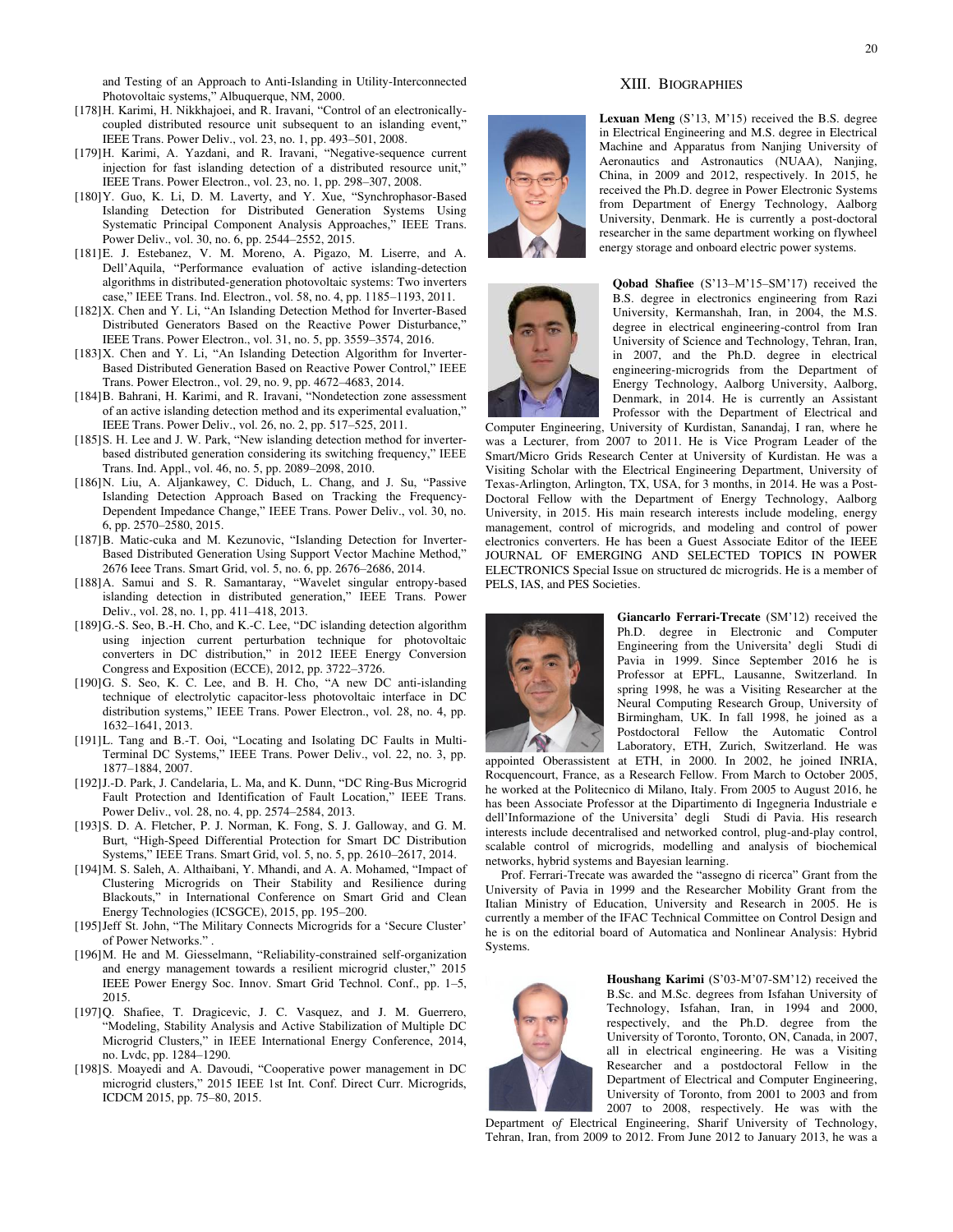and Testing of an Approach to Anti-Islanding in Utility-Interconnected Photovoltaic systems," Albuquerque, NM, 2000.

[178] H. Karimi, H. Nikkhajoei, and R. Iravani, "Control of an electronically-coupled distributed resource unit subsequent to an islanding event," IEEE Trans. Power Deliv., vol. 23, no. 1, pp. 493–501, 2008.

[179] H. Karimi, A. Yazdani, and R. Iravani, "Negative-sequence current injection for fast islanding detection of a distributed resource unit," IEEE Trans. Power Electron., vol. 23, no. 1, pp. 298–307, 2008.

[180] Y. Guo, K. Li, D. M. Laverty, and Y. Xue, "Synchrophasor-Based Islanding Detection for Distributed Generation Systems Using Systematic Principal Component Analysis Approaches," IEEE Trans. Power Deliv., vol. 30, no. 6, pp. 2544–2552, 2015.

[181] E. J. Estebanez, V. M. Moreno, A. Pigazo, M. Liserre, and A. Dell'Aquila, "Performance evaluation of active islanding-detection algorithms in distributed-generation photovoltaic systems: Two inverters case," IEEE Trans. Ind. Electron., vol. 58, no. 4, pp. 1185–1193, 2011.

[182] X. Chen and Y. Li, "An Islanding Detection Method for Inverter-Based Distributed Generators Based on the Reactive Power Disturbance," IEEE Trans. Power Electron., vol. 31, no. 5, pp. 3559–3574, 2016.

[183] X. Chen and Y. Li, "An Islanding Detection Algorithm for Inverter-Based Distributed Generation Based on Reactive Power Control," IEEE Trans. Power Electron., vol. 29, no. 9, pp. 4672–4683, 2014.

[184] B. Bahrani, H. Karimi, and R. Iravani, "Nondetection zone assessment of an active islanding detection method and its experimental evaluation," IEEE Trans. Power Deliv., vol. 26, no. 2, pp. 517–525, 2011.

[185] S. H. Lee and J. W. Park, "New islanding detection method for inverter-based distributed generation considering its switching frequency," IEEE Trans. Ind. Appl., vol. 46, no. 5, pp. 2089–2098, 2010.

[186] N. Liu, A. Aljankawey, C. Diduch, L. Chang, and J. Su, "Passive Islanding Detection Approach Based on Tracking the Frequency-Dependent Impedance Change," IEEE Trans. Power Deliv., vol. 30, no. 6, pp. 2570–2580, 2015.

[187] B. Matic-cuka and M. Kezunovic, "Islanding Detection for Inverter-Based Distributed Generation Using Support Vector Machine Method," 2676 Ieee Trans. Smart Grid, vol. 5, no. 6, pp. 2676–2686, 2014.

[188] A. Samui and S. R. Samantaray, "Wavelet singular entropy-based islanding detection in distributed generation," IEEE Trans. Power Deliv., vol. 28, no. 1, pp. 411–418, 2013.

[189] G.-S. Seo, B.-H. Cho, and K.-C. Lee, "DC islanding detection algorithm using injection current perturbation technique for photovoltaic converters in DC distribution," in 2012 IEEE Energy Conversion Congress and Exposition (ECCE), 2012, pp. 3722–3726.

[190] G. S. Seo, K. C. Lee, and B. H. Cho, "A new DC anti-islanding technique of electrolytic capacitor-less photovoltaic interface in DC distribution systems," IEEE Trans. Power Electron., vol. 28, no. 4, pp. 1632–1641, 2013.

[191] L. Tang and B.-T. Ooi, "Locating and Isolating DC Faults in Multi-Terminal DC Systems," IEEE Trans. Power Deliv., vol. 22, no. 3, pp. 1877–1884, 2007.

[192] J.-D. Park, J. Candelaria, L. Ma, and K. Dunn, "DC Ring-Bus Microgrid Fault Protection and Identification of Fault Location," IEEE Trans. Power Deliv., vol. 28, no. 4, pp. 2574–2584, 2013.

[193] S. D. A. Fletcher, P. J. Norman, K. Fong, S. J. Galloway, and G. M. Burt, "High-Speed Differential Protection for Smart DC Distribution Systems," IEEE Trans. Smart Grid, vol. 5, no. 5, pp. 2610–2617, 2014.

[194] M. S. Saleh, A. Althaibani, Y. Mhandi, and A. A. Mohamed, "Impact of Clustering Microgrids on Their Stability and Resilience during Blackouts," in International Conference on Smart Grid and Clean Energy Technologies (ICSGCE), 2015, pp. 195–200.

[195] Jeff St. John, "The Military Connects Microgrids for a 'Secure Cluster' of Power Networks." .

[196] M. He and M. Giesselmann, "Reliability-constrained self-organization and energy management towards a resilient microgrid cluster," 2015 IEEE Power Energy Soc. Innov. Smart Grid Technol. Conf., pp. 1–5, 2015.

[197] Q. Shafiee, T. Dragicevic, J. C. Vasquez, and J. M. Guerrero, "Modeling, Stability Analysis and Active Stabilization of Multiple DC Microgrid Clusters," in IEEE International Energy Conference, 2014, no. Lvdc, pp. 1284–1290.

[198] S. Moayedi and A. Davoudi, "Cooperative power management in DC microgrid clusters," 2015 IEEE 1st Int. Conf. Direct Curr. Microgrids, ICDCM 2015, pp. 75–80, 2015.

## XIII. Biographies

**Lexuan Meng** (S'13, M'15) received the B.S. degree in Electrical Engineering and M.S. degree in Electrical Machine and Apparatus from Nanjing University of Aeronautics and Astronautics (NUAA), Nanjing, China, in 2009 and 2012, respectively. In 2015, he received the Ph.D. degree in Power Electronic Systems from Department of Energy Technology, Aalborg University, Denmark. He is currently a post-doctoral researcher in the same department working on flywheel energy storage and onboard electric power systems.

**Qobad Shafiee** (S'13–M'15–SM'17) received the B.S. degree in electronics engineering from Razi University, Kermanshah, Iran, in 2004, the M.S. degree in electrical engineering-control from Iran University of Science and Technology, Tehran, Iran, in 2007, and the Ph.D. degree in electrical engineering-microgrids from the Department of Energy Technology, Aalborg University, Aalborg, Denmark, in 2014. He is currently an Assistant Professor with the Department of Electrical and Computer Engineering, University of Kurdistan, Sanandaj, I ran, where he was a Lecturer, from 2007 to 2011. He is Vice Program Leader of the Smart/Micro Grids Research Center at University of Kurdistan. He was a Visiting Scholar with the Electrical Engineering Department, University of Texas-Arlington, Arlington, TX, USA, for 3 months, in 2014. He was a Post-Doctoral Fellow with the Department of Energy Technology, Aalborg University, in 2015. His main research interests include modeling, energy management, control of microgrids, and modeling and control of power electronics converters. He has been a Guest Associate Editor of the IEEE JOURNAL OF EMERGING AND SELECTED TOPICS IN POWER ELECTRONICS Special Issue on structured dc microgrids. He is a member of PELS, IAS, and PES Societies.

**Giancarlo Ferrari-Trecate** (SM'12) received the Ph.D. degree in Electronic and Computer Engineering from the Universita' degli Studi di Pavia in 1999. Since September 2016 he is Professor at EPFL, Lausanne, Switzerland. In spring 1998, he was a Visiting Researcher at the Neural Computing Research Group, University of Birmingham, UK. In fall 1998, he joined as a Postdoctoral Fellow the Automatic Control Laboratory, ETH, Zurich, Switzerland. He was appointed Oberassistent at ETH, in 2000. In 2002, he joined INRIA, Rocquencourt, France, as a Research Fellow. From March to October 2005, he worked at the Politecnico di Milano, Italy. From 2005 to August 2016, he has been Associate Professor at the Dipartimento di Ingegneria Industriale e dell'Informazione of the Universita' degli Studi di Pavia. His research interests include decentralised and networked control, plug-and-play control, scalable control of microgrids, modelling and analysis of biochemical networks, hybrid systems and Bayesian learning.

Prof. Ferrari-Trecate was awarded the "assegno di ricerca" Grant from the University of Pavia in 1999 and the Researcher Mobility Grant from the Italian Ministry of Education, University and Research in 2005. He is currently a member of the IFAC Technical Committee on Control Design and he is on the editorial board of Automatica and Nonlinear Analysis: Hybrid Systems.

**Houshang Karimi** (S'03-M'07-SM'12) received the B.Sc. and M.Sc. degrees from Isfahan University of Technology, Isfahan, Iran, in 1994 and 2000, respectively, and the Ph.D. degree from the University of Toronto, Toronto, ON, Canada, in 2007, all in electrical engineering. He was a Visiting Researcher and a postdoctoral Fellow in the Department of Electrical and Computer Engineering, University of Toronto, from 2001 to 2003 and from 2007 to 2008, respectively. He was with the Department of Electrical Engineering, Sharif University of Technology, Tehran, Iran, from 2009 to 2012. From June 2012 to January 2013, he was a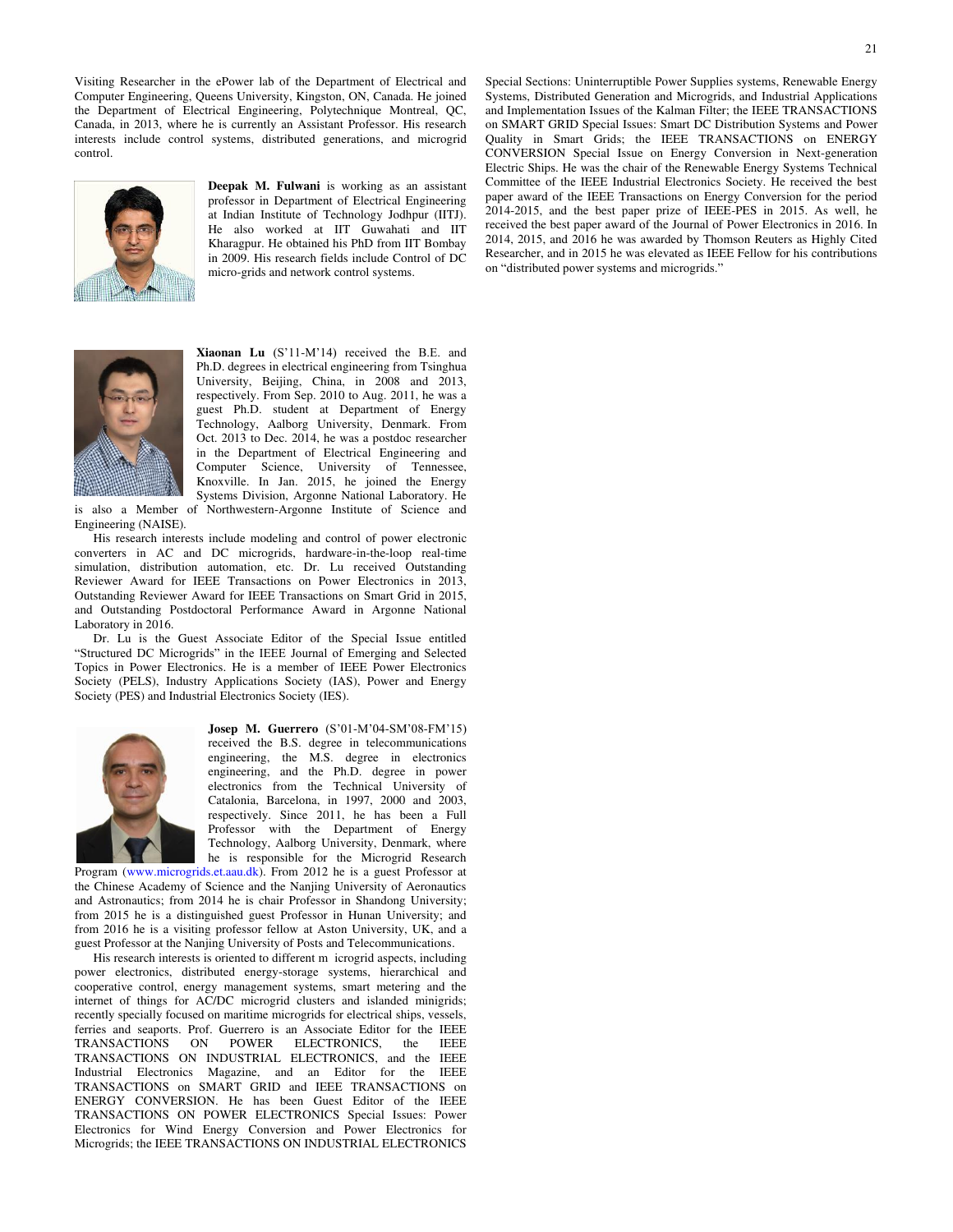Visiting Researcher in the ePower lab of the Department of Electrical and Computer Engineering, Queens University, Kingston, ON, Canada. He joined the Department of Electrical Engineering, Polytechnique Montreal, QC, Canada, in 2013, where he is currently an Assistant Professor. His research interests include control systems, distributed generations, and microgrid control.

**Deepak M. Fulwani** is working as an assistant professor in Department of Electrical Engineering at Indian Institute of Technology Jodhpur (IITJ). He also worked at IIT Guwahati and IIT Kharagpur. He obtained his PhD from IIT Bombay in 2009. His research fields include Control of DC micro-grids and network control systems.

**Xiaonan Lu** (S'11-M'14) received the B.E. and Ph.D. degrees in electrical engineering from Tsinghua University, Beijing, China, in 2008 and 2013, respectively. From Sep. 2010 to Aug. 2011, he was a guest Ph.D. student at Department of Energy Technology, Aalborg University, Denmark. From Oct. 2013 to Dec. 2014, he was a postdoc researcher in the Department of Electrical Engineering and Computer Science, University of Tennessee, Knoxville. In Jan. 2015, he joined the Energy Systems Division, Argonne National Laboratory. He is also a Member of Northwestern-Argonne Institute of Science and Engineering (NAISE).

His research interests include modeling and control of power electronic converters in AC and DC microgrids, hardware-in-the-loop real-time simulation, distribution automation, etc. Dr. Lu received Outstanding Reviewer Award for IEEE Transactions on Power Electronics in 2013, Outstanding Reviewer Award for IEEE Transactions on Smart Grid in 2015, and Outstanding Postdoctoral Performance Award in Argonne National Laboratory in 2016.

Dr. Lu is the Guest Associate Editor of the Special Issue entitled "Structured DC Microgrids" in the IEEE Journal of Emerging and Selected Topics in Power Electronics. He is a member of IEEE Power Electronics Society (PELS), Industry Applications Society (IAS), Power and Energy Society (PES) and Industrial Electronics Society (IES).

**Josep M. Guerrero** (S'01-M'04-SM'08-FM'15) received the B.S. degree in telecommunications engineering, the M.S. degree in electronics engineering, and the Ph.D. degree in power electronics from the Technical University of Catalonia, Barcelona, in 1997, 2000 and 2003, respectively. Since 2011, he has been a Full Professor with the Department of Energy Technology, Aalborg University, Denmark, where he is responsible for the Microgrid Research Program (www.microgrids.et.aau.dk). From 2012 he is a guest Professor at the Chinese Academy of Science and the Nanjing University of Aeronautics and Astronautics; from 2014 he is chair Professor in Shandong University; from 2015 he is a distinguished guest Professor in Hunan University; and from 2016 he is a visiting professor fellow at Aston University, UK, and a guest Professor at the Nanjing University of Posts and Telecommunications.

His research interests is oriented to different m icrogrid aspects, including power electronics, distributed energy-storage systems, hierarchical and cooperative control, energy management systems, smart metering and the internet of things for AC/DC microgrid clusters and islanded minigrids; recently specially focused on maritime microgrids for electrical ships, vessels, ferries and seaports. Prof. Guerrero is an Associate Editor for the IEEE TRANSACTIONS ON POWER ELECTRONICS, the IEEE TRANSACTIONS ON INDUSTRIAL ELECTRONICS, and the IEEE Industrial Electronics Magazine, and an Editor for the IEEE TRANSACTIONS on SMART GRID and IEEE TRANSACTIONS on ENERGY CONVERSION. He has been Guest Editor of the IEEE TRANSACTIONS ON POWER ELECTRONICS Special Issues: Power Electronics for Wind Energy Conversion and Power Electronics for Microgrids; the IEEE TRANSACTIONS ON INDUSTRIAL ELECTRONICS Special Sections: Uninterruptible Power Supplies systems, Renewable Energy Systems, Distributed Generation and Microgrids, and Industrial Applications and Implementation Issues of the Kalman Filter; the IEEE TRANSACTIONS on SMART GRID Special Issues: Smart DC Distribution Systems and Power Quality in Smart Grids; the IEEE TRANSACTIONS on ENERGY CONVERSION Special Issue on Energy Conversion in Next-generation Electric Ships. He was the chair of the Renewable Energy Systems Technical Committee of the IEEE Industrial Electronics Society. He received the best paper award of the IEEE Transactions on Energy Conversion for the period 2014-2015, and the best paper prize of IEEE-PES in 2015. As well, he received the best paper award of the Journal of Power Electronics in 2016. In 2014, 2015, and 2016 he was awarded by Thomson Reuters as Highly Cited Researcher, and in 2015 he was elevated as IEEE Fellow for his contributions on "distributed power systems and microgrids."